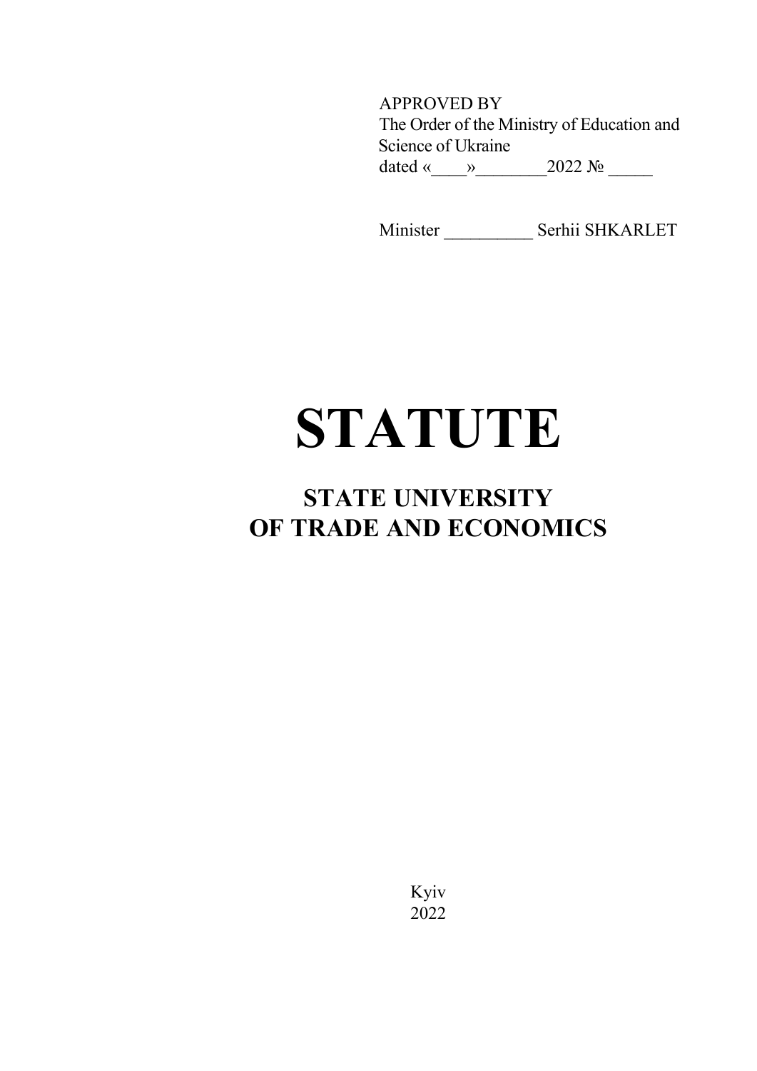APPROVED BY
The Order of the Ministry of Education and Science of Ukraine
dated «____»________2022 № _____

Minister __________ Serhii SHKARLET

# STATUTE

## STATE UNIVERSITY OF TRADE AND ECONOMICS

Kyiv
2022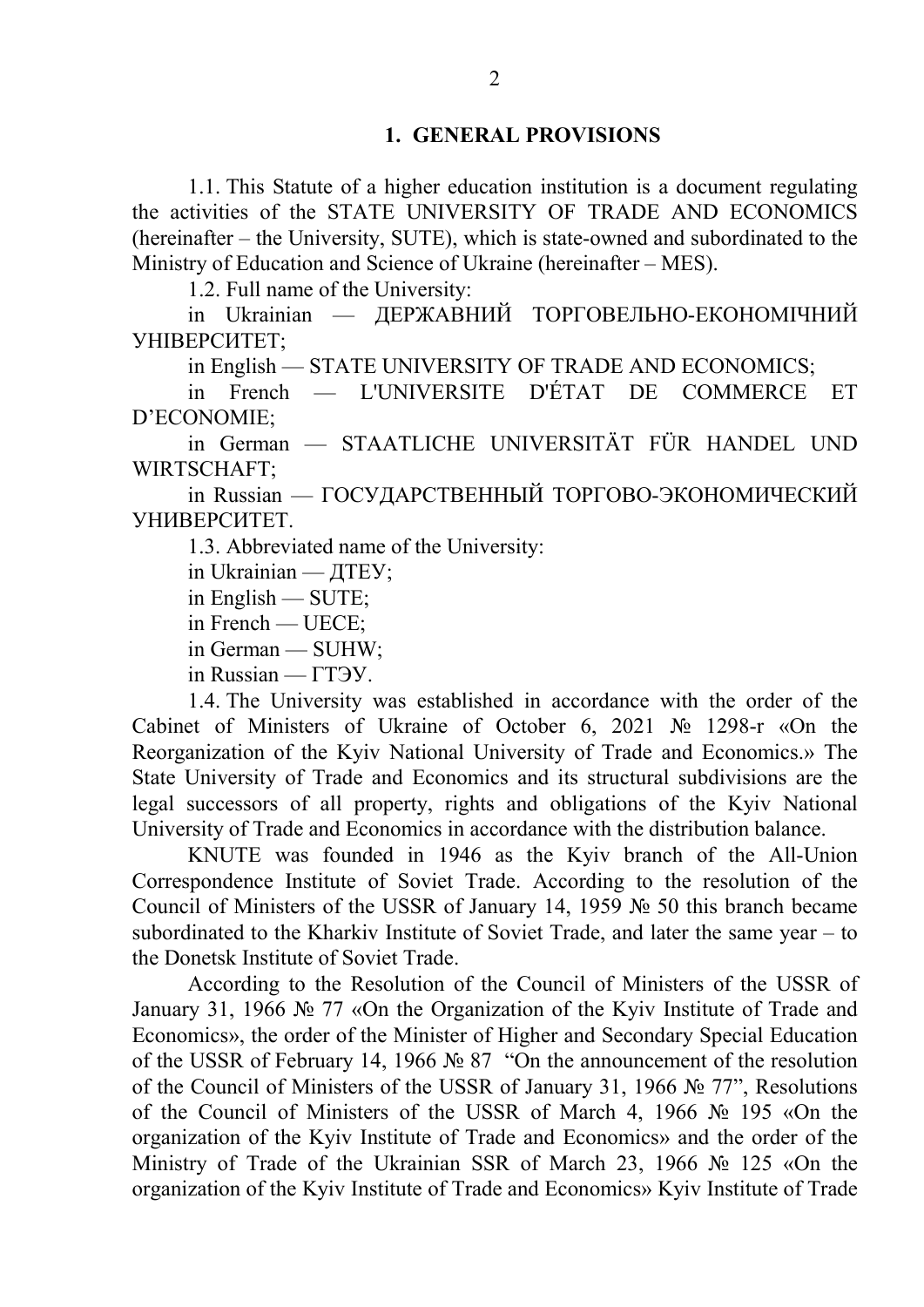## 1. GENERAL PROVISIONS

1.1. This Statute of a higher education institution is a document regulating the activities of the STATE UNIVERSITY OF TRADE AND ECONOMICS (hereinafter – the University, SUTE), which is state-owned and subordinated to the Ministry of Education and Science of Ukraine (hereinafter – MES).

1.2. Full name of the University:

in Ukrainian — ДЕРЖАВНИЙ ТОРГОВЕЛЬНО-ЕКОНОМІЧНИЙ УНІВЕРСИТЕТ;

in English — STATE UNIVERSITY OF TRADE AND ECONOMICS;

in French — L'UNIVERSITE D'ÉTAT DE COMMERCE ET D'ECONOMIE;

in German — STAATLICHE UNIVERSITÄT FÜR HANDEL UND WIRTSCHAFT;

in Russian — ГОСУДАРСТВЕННЫЙ ТОРГОВО-ЭКОНОМИЧЕСКИЙ УНИВЕРСИТЕТ.

1.3. Abbreviated name of the University:

in Ukrainian — ДТЕУ;

in English — SUTE;

in French — UECE;

in German — SUHW;

in Russian — ГТЭУ.

1.4. The University was established in accordance with the order of the Cabinet of Ministers of Ukraine of October 6, 2021 № 1298-r «On the Reorganization of the Kyiv National University of Trade and Economics.» The State University of Trade and Economics and its structural subdivisions are the legal successors of all property, rights and obligations of the Kyiv National University of Trade and Economics in accordance with the distribution balance.

KNUTE was founded in 1946 as the Kyiv branch of the All-Union Correspondence Institute of Soviet Trade. According to the resolution of the Council of Ministers of the USSR of January 14, 1959 № 50 this branch became subordinated to the Kharkiv Institute of Soviet Trade, and later the same year – to the Donetsk Institute of Soviet Trade.

According to the Resolution of the Council of Ministers of the USSR of January 31, 1966 № 77 «On the Organization of the Kyiv Institute of Trade and Economics», the order of the Minister of Higher and Secondary Special Education of the USSR of February 14, 1966 № 87 "On the announcement of the resolution of the Council of Ministers of the USSR of January 31, 1966 № 77", Resolutions of the Council of Ministers of the USSR of March 4, 1966 № 195 «On the organization of the Kyiv Institute of Trade and Economics» and the order of the Ministry of Trade of the Ukrainian SSR of March 23, 1966 № 125 «On the organization of the Kyiv Institute of Trade and Economics» Kyiv Institute of Trade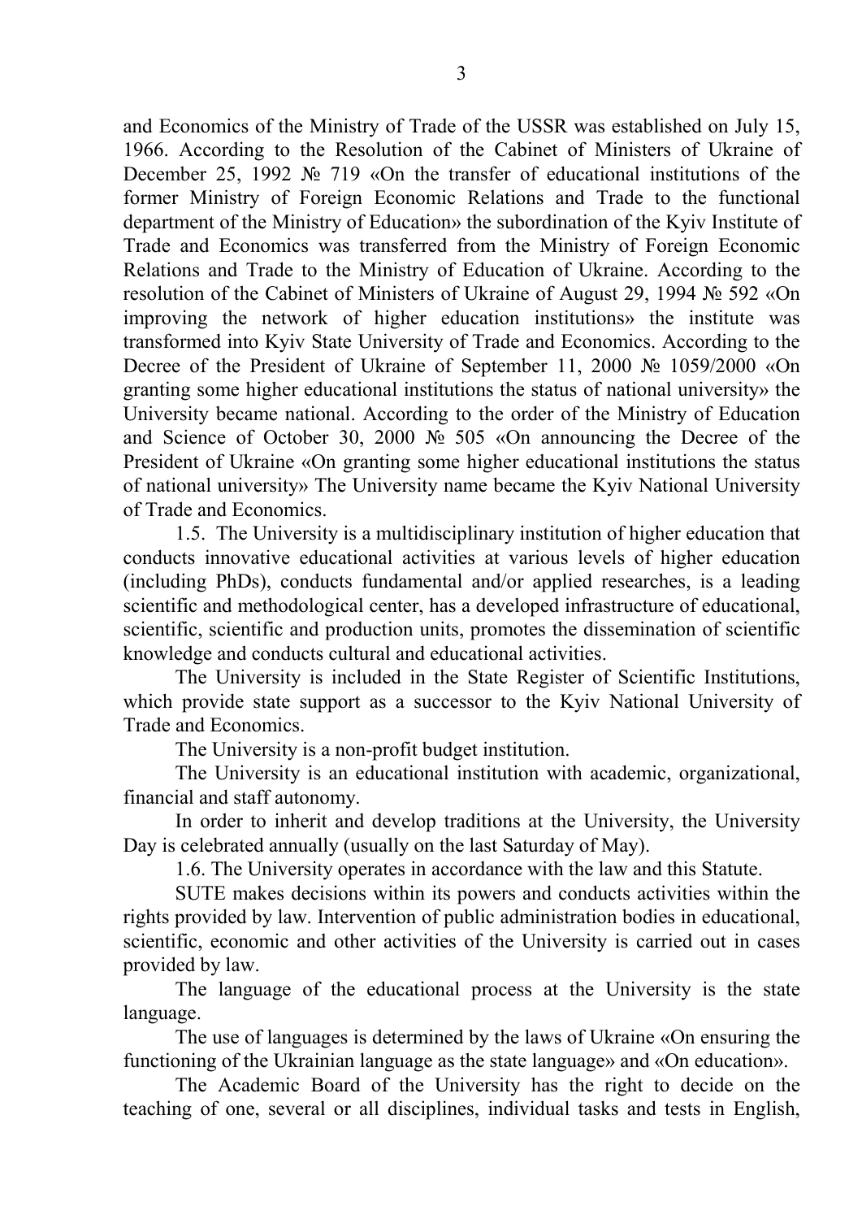and Economics of the Ministry of Trade of the USSR was established on July 15, 1966. According to the Resolution of the Cabinet of Ministers of Ukraine of December 25, 1992 № 719 «On the transfer of educational institutions of the former Ministry of Foreign Economic Relations and Trade to the functional department of the Ministry of Education» the subordination of the Kyiv Institute of Trade and Economics was transferred from the Ministry of Foreign Economic Relations and Trade to the Ministry of Education of Ukraine. According to the resolution of the Cabinet of Ministers of Ukraine of August 29, 1994 № 592 «On improving the network of higher education institutions» the institute was transformed into Kyiv State University of Trade and Economics. According to the Decree of the President of Ukraine of September 11, 2000 № 1059/2000 «On granting some higher educational institutions the status of national university» the University became national. According to the order of the Ministry of Education and Science of October 30, 2000 № 505 «On announcing the Decree of the President of Ukraine «On granting some higher educational institutions the status of national university» The University name became the Kyiv National University of Trade and Economics.

1.5. The University is a multidisciplinary institution of higher education that conducts innovative educational activities at various levels of higher education (including PhDs), conducts fundamental and/or applied researches, is a leading scientific and methodological center, has a developed infrastructure of educational, scientific, scientific and production units, promotes the dissemination of scientific knowledge and conducts cultural and educational activities.

The University is included in the State Register of Scientific Institutions, which provide state support as a successor to the Kyiv National University of Trade and Economics.

The University is a non-profit budget institution.

The University is an educational institution with academic, organizational, financial and staff autonomy.

In order to inherit and develop traditions at the University, the University Day is celebrated annually (usually on the last Saturday of May).

1.6. The University operates in accordance with the law and this Statute.

SUTE makes decisions within its powers and conducts activities within the rights provided by law. Intervention of public administration bodies in educational, scientific, economic and other activities of the University is carried out in cases provided by law.

The language of the educational process at the University is the state language.

The use of languages is determined by the laws of Ukraine «On ensuring the functioning of the Ukrainian language as the state language» and «On education».

The Academic Board of the University has the right to decide on the teaching of one, several or all disciplines, individual tasks and tests in English,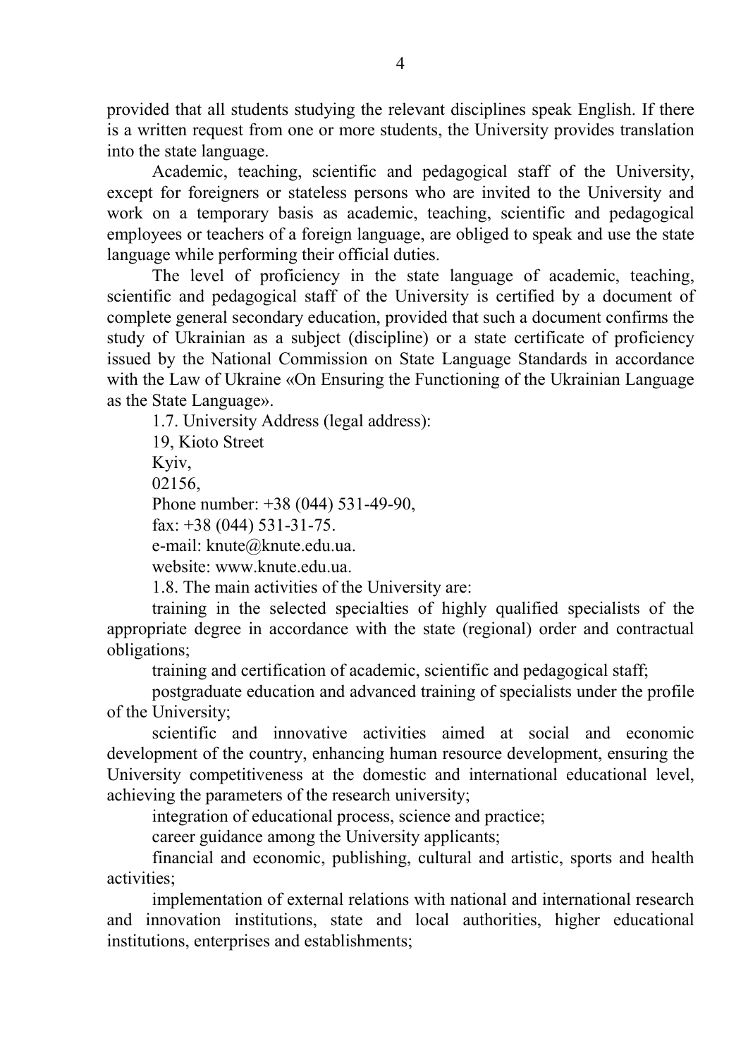provided that all students studying the relevant disciplines speak English. If there is a written request from one or more students, the University provides translation into the state language.

Academic, teaching, scientific and pedagogical staff of the University, except for foreigners or stateless persons who are invited to the University and work on a temporary basis as academic, teaching, scientific and pedagogical employees or teachers of a foreign language, are obliged to speak and use the state language while performing their official duties.

The level of proficiency in the state language of academic, teaching, scientific and pedagogical staff of the University is certified by a document of complete general secondary education, provided that such a document confirms the study of Ukrainian as a subject (discipline) or a state certificate of proficiency issued by the National Commission on State Language Standards in accordance with the Law of Ukraine «On Ensuring the Functioning of the Ukrainian Language as the State Language».

1.7. University Address (legal address):

19, Kioto Street

Kyiv,

02156,

Phone number: +38 (044) 531-49-90,

fax: +38 (044) 531-31-75.

e-mail: knute@knute.edu.ua.

website: www.knute.edu.ua.

1.8. The main activities of the University are:

training in the selected specialties of highly qualified specialists of the appropriate degree in accordance with the state (regional) order and contractual obligations;

training and certification of academic, scientific and pedagogical staff;

postgraduate education and advanced training of specialists under the profile of the University;

scientific and innovative activities aimed at social and economic development of the country, enhancing human resource development, ensuring the University competitiveness at the domestic and international educational level, achieving the parameters of the research university;

integration of educational process, science and practice;

career guidance among the University applicants;

financial and economic, publishing, cultural and artistic, sports and health activities;

implementation of external relations with national and international research and innovation institutions, state and local authorities, higher educational institutions, enterprises and establishments;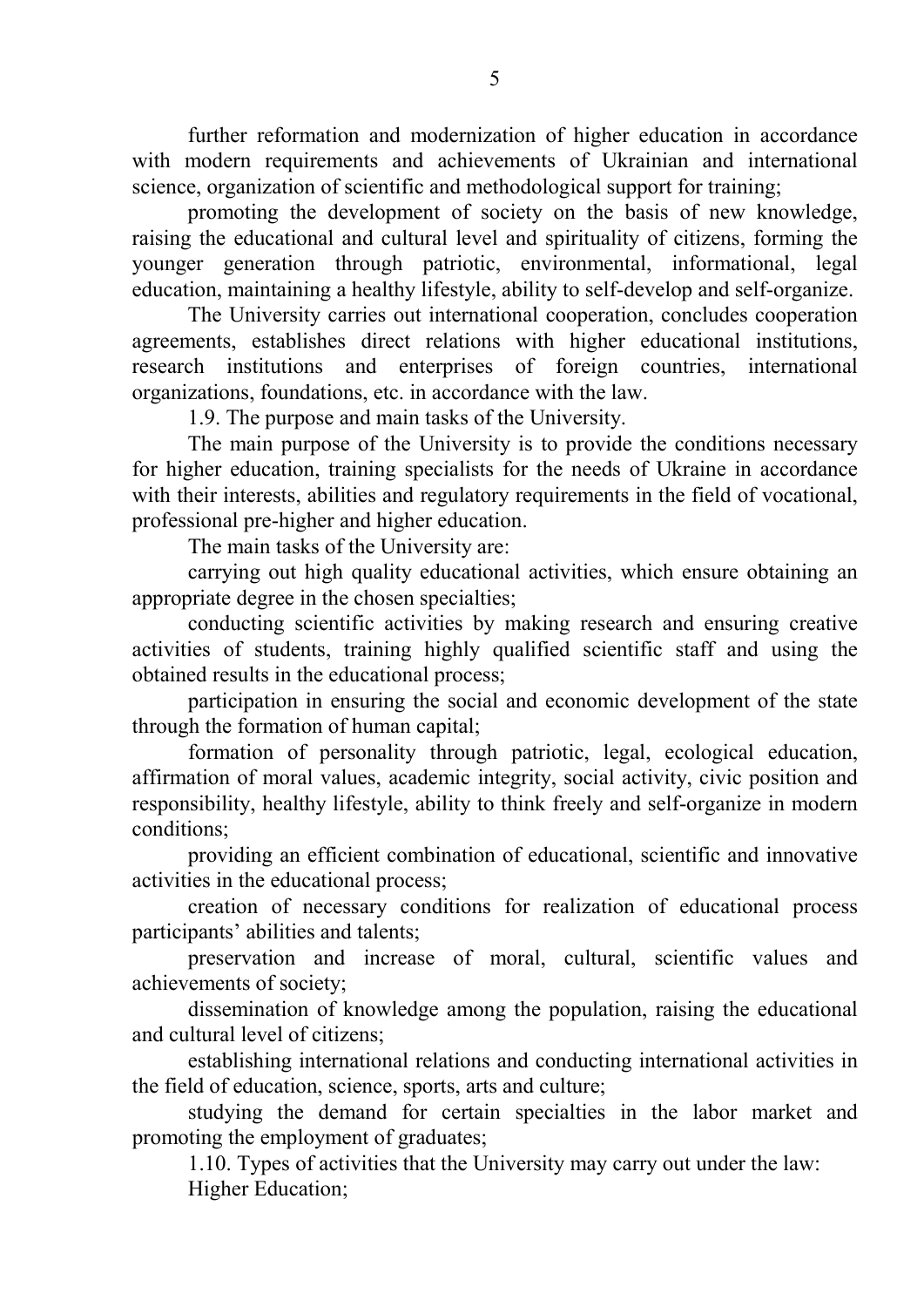further reformation and modernization of higher education in accordance with modern requirements and achievements of Ukrainian and international science, organization of scientific and methodological support for training;

promoting the development of society on the basis of new knowledge, raising the educational and cultural level and spirituality of citizens, forming the younger generation through patriotic, environmental, informational, legal education, maintaining a healthy lifestyle, ability to self-develop and self-organize.

The University carries out international cooperation, concludes cooperation agreements, establishes direct relations with higher educational institutions, research institutions and enterprises of foreign countries, international organizations, foundations, etc. in accordance with the law.

1.9. The purpose and main tasks of the University.

The main purpose of the University is to provide the conditions necessary for higher education, training specialists for the needs of Ukraine in accordance with their interests, abilities and regulatory requirements in the field of vocational, professional pre-higher and higher education.

The main tasks of the University are:

carrying out high quality educational activities, which ensure obtaining an appropriate degree in the chosen specialties;

conducting scientific activities by making research and ensuring creative activities of students, training highly qualified scientific staff and using the obtained results in the educational process;

participation in ensuring the social and economic development of the state through the formation of human capital;

formation of personality through patriotic, legal, ecological education, affirmation of moral values, academic integrity, social activity, civic position and responsibility, healthy lifestyle, ability to think freely and self-organize in modern conditions;

providing an efficient combination of educational, scientific and innovative activities in the educational process;

creation of necessary conditions for realization of educational process participants' abilities and talents;

preservation and increase of moral, cultural, scientific values and achievements of society;

dissemination of knowledge among the population, raising the educational and cultural level of citizens;

establishing international relations and conducting international activities in the field of education, science, sports, arts and culture;

studying the demand for certain specialties in the labor market and promoting the employment of graduates;

1.10. Types of activities that the University may carry out under the law:

Higher Education;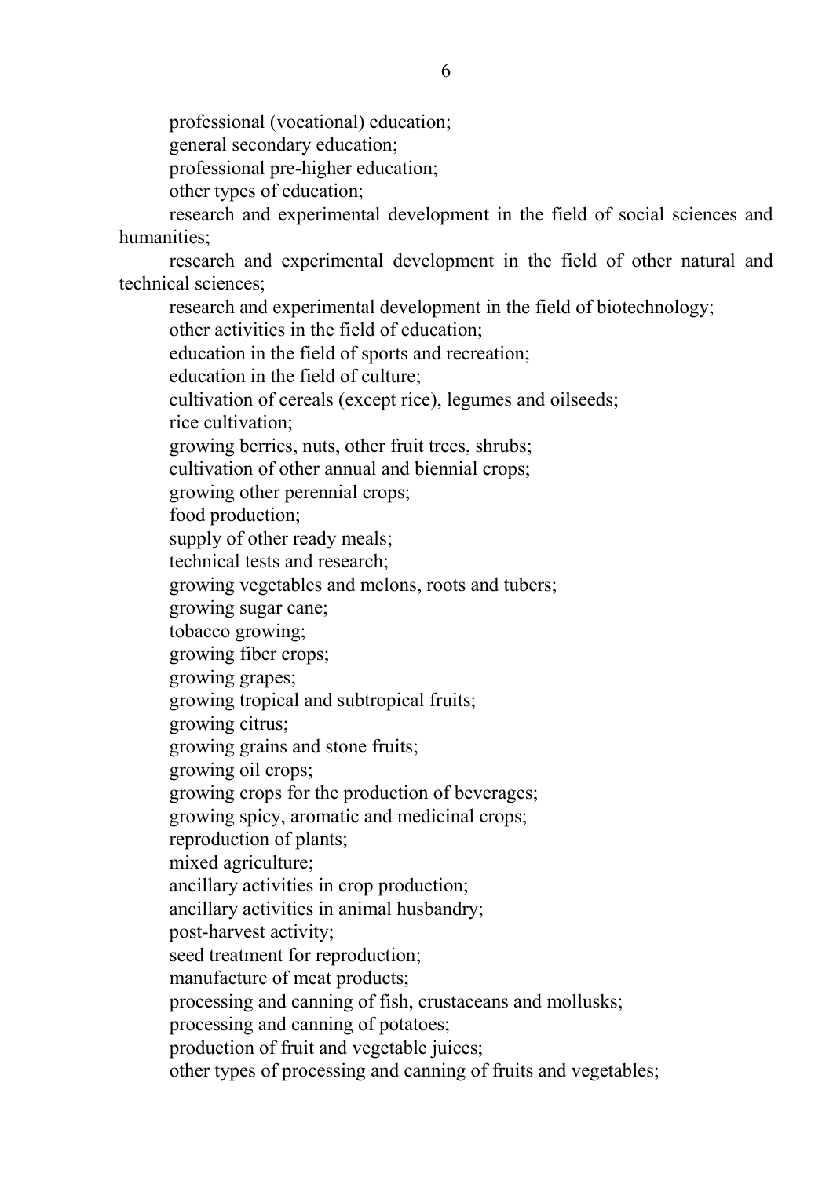professional (vocational) education;

general secondary education;

professional pre-higher education;

other types of education;

research and experimental development in the field of social sciences and humanities;

research and experimental development in the field of other natural and technical sciences;

research and experimental development in the field of biotechnology;

other activities in the field of education;

education in the field of sports and recreation;

education in the field of culture;

cultivation of cereals (except rice), legumes and oilseeds;

rice cultivation;

growing berries, nuts, other fruit trees, shrubs;

cultivation of other annual and biennial crops;

growing other perennial crops;

food production;

supply of other ready meals;

technical tests and research;

growing vegetables and melons, roots and tubers;

growing sugar cane;

tobacco growing;

growing fiber crops;

growing grapes;

growing tropical and subtropical fruits;

growing citrus;

growing grains and stone fruits;

growing oil crops;

growing crops for the production of beverages;

growing spicy, aromatic and medicinal crops;

reproduction of plants;

mixed agriculture;

ancillary activities in crop production;

ancillary activities in animal husbandry;

post-harvest activity;

seed treatment for reproduction;

manufacture of meat products;

processing and canning of fish, crustaceans and mollusks;

processing and canning of potatoes;

production of fruit and vegetable juices;

other types of processing and canning of fruits and vegetables;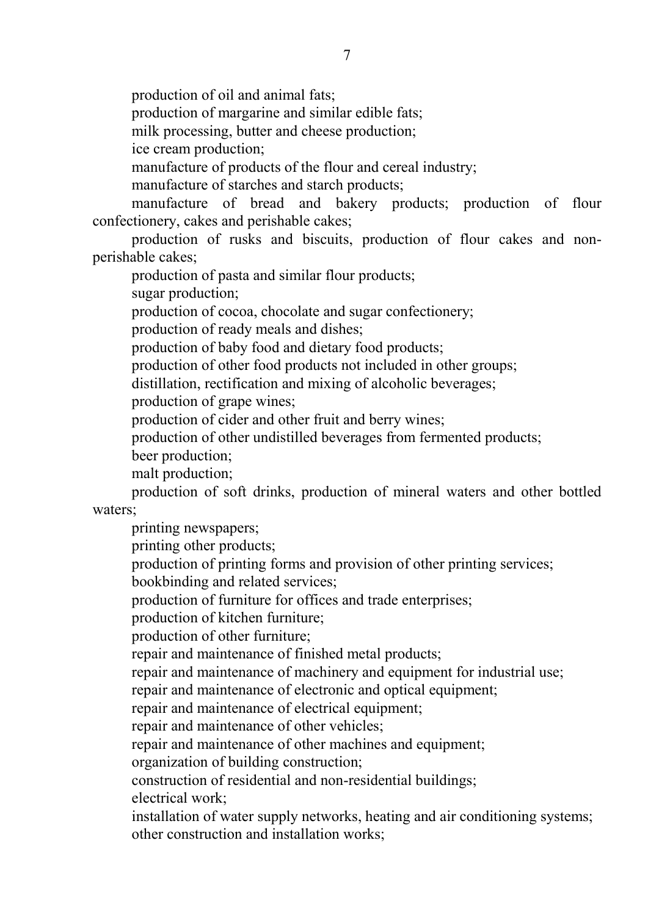production of oil and animal fats;

production of margarine and similar edible fats;

milk processing, butter and cheese production;

ice cream production;

manufacture of products of the flour and cereal industry;

manufacture of starches and starch products;

manufacture of bread and bakery products; production of flour confectionery, cakes and perishable cakes;

production of rusks and biscuits, production of flour cakes and non-perishable cakes;

production of pasta and similar flour products;

sugar production;

production of cocoa, chocolate and sugar confectionery;

production of ready meals and dishes;

production of baby food and dietary food products;

production of other food products not included in other groups;

distillation, rectification and mixing of alcoholic beverages;

production of grape wines;

production of cider and other fruit and berry wines;

production of other undistilled beverages from fermented products;

beer production;

malt production;

production of soft drinks, production of mineral waters and other bottled waters;

printing newspapers;

printing other products;

production of printing forms and provision of other printing services;

bookbinding and related services;

production of furniture for offices and trade enterprises;

production of kitchen furniture;

production of other furniture;

repair and maintenance of finished metal products;

repair and maintenance of machinery and equipment for industrial use;

repair and maintenance of electronic and optical equipment;

repair and maintenance of electrical equipment;

repair and maintenance of other vehicles;

repair and maintenance of other machines and equipment;

organization of building construction;

construction of residential and non-residential buildings;

electrical work;

installation of water supply networks, heating and air conditioning systems;

other construction and installation works;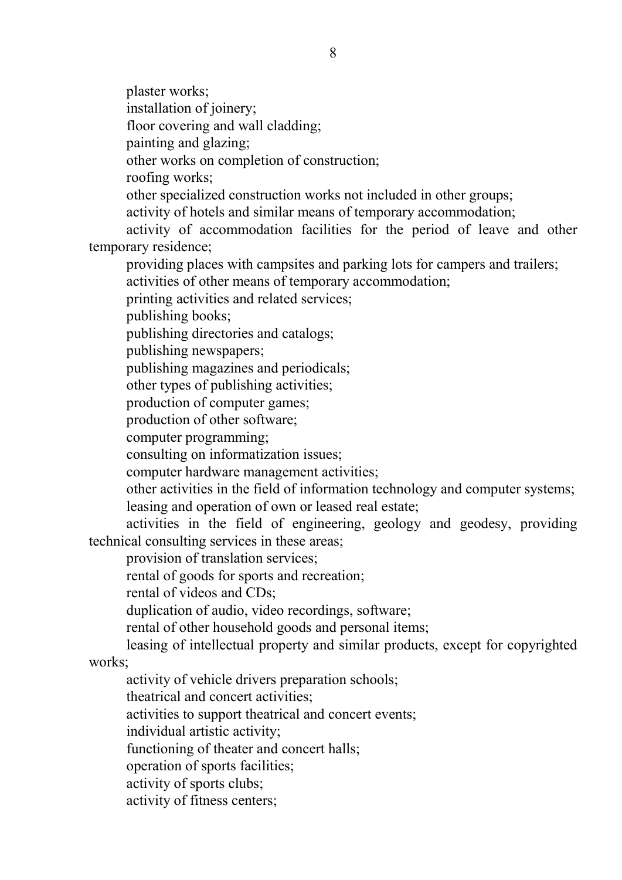plaster works;

installation of joinery;

floor covering and wall cladding;

painting and glazing;

other works on completion of construction;

roofing works;

other specialized construction works not included in other groups;

activity of hotels and similar means of temporary accommodation;

activity of accommodation facilities for the period of leave and other temporary residence;

providing places with campsites and parking lots for campers and trailers;

activities of other means of temporary accommodation;

printing activities and related services;

publishing books;

publishing directories and catalogs;

publishing newspapers;

publishing magazines and periodicals;

other types of publishing activities;

production of computer games;

production of other software;

computer programming;

consulting on informatization issues;

computer hardware management activities;

other activities in the field of information technology and computer systems;

leasing and operation of own or leased real estate;

activities in the field of engineering, geology and geodesy, providing technical consulting services in these areas;

provision of translation services;

rental of goods for sports and recreation;

rental of videos and CDs;

duplication of audio, video recordings, software;

rental of other household goods and personal items;

leasing of intellectual property and similar products, except for copyrighted works;

activity of vehicle drivers preparation schools;

theatrical and concert activities;

activities to support theatrical and concert events;

individual artistic activity;

functioning of theater and concert halls;

operation of sports facilities;

activity of sports clubs;

activity of fitness centers;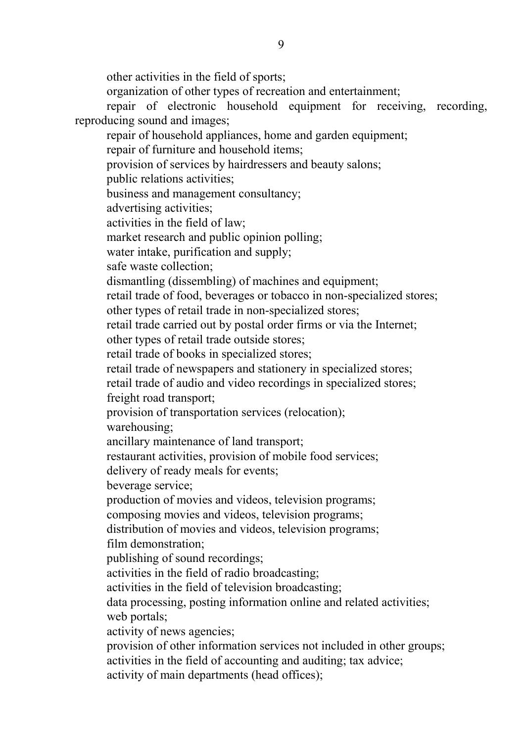other activities in the field of sports;

organization of other types of recreation and entertainment;

repair of electronic household equipment for receiving, recording, reproducing sound and images;

repair of household appliances, home and garden equipment;

repair of furniture and household items;

provision of services by hairdressers and beauty salons;

public relations activities;

business and management consultancy;

advertising activities;

activities in the field of law;

market research and public opinion polling;

water intake, purification and supply;

safe waste collection;

dismantling (dissembling) of machines and equipment;

retail trade of food, beverages or tobacco in non-specialized stores;

other types of retail trade in non-specialized stores;

retail trade carried out by postal order firms or via the Internet;

other types of retail trade outside stores;

retail trade of books in specialized stores;

retail trade of newspapers and stationery in specialized stores;

retail trade of audio and video recordings in specialized stores;

freight road transport;

provision of transportation services (relocation);

warehousing;

ancillary maintenance of land transport;

restaurant activities, provision of mobile food services;

delivery of ready meals for events;

beverage service;

production of movies and videos, television programs;

composing movies and videos, television programs;

distribution of movies and videos, television programs;

film demonstration;

publishing of sound recordings;

activities in the field of radio broadcasting;

activities in the field of television broadcasting;

data processing, posting information online and related activities;

web portals;

activity of news agencies;

provision of other information services not included in other groups;

activities in the field of accounting and auditing; tax advice;

activity of main departments (head offices);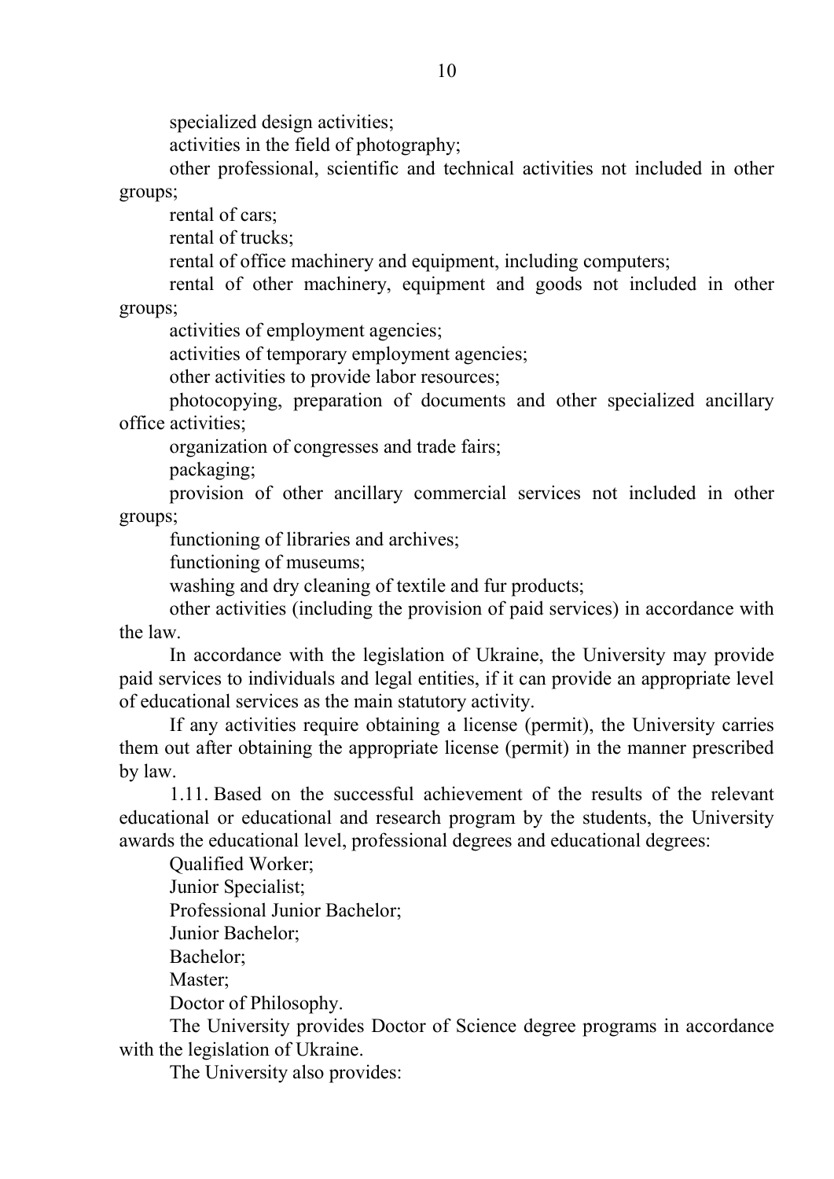specialized design activities;

activities in the field of photography;

other professional, scientific and technical activities not included in other groups;

rental of cars;

rental of trucks;

rental of office machinery and equipment, including computers;

rental of other machinery, equipment and goods not included in other groups;

activities of employment agencies;

activities of temporary employment agencies;

other activities to provide labor resources;

photocopying, preparation of documents and other specialized ancillary office activities;

organization of congresses and trade fairs;

packaging;

provision of other ancillary commercial services not included in other groups;

functioning of libraries and archives;

functioning of museums;

washing and dry cleaning of textile and fur products;

other activities (including the provision of paid services) in accordance with the law.

In accordance with the legislation of Ukraine, the University may provide paid services to individuals and legal entities, if it can provide an appropriate level of educational services as the main statutory activity.

If any activities require obtaining a license (permit), the University carries them out after obtaining the appropriate license (permit) in the manner prescribed by law.

1.11. Based on the successful achievement of the results of the relevant educational or educational and research program by the students, the University awards the educational level, professional degrees and educational degrees:

Qualified Worker;

Junior Specialist;

Professional Junior Bachelor;

Junior Bachelor;

Bachelor;

Master;

Doctor of Philosophy.

The University provides Doctor of Science degree programs in accordance with the legislation of Ukraine.

The University also provides: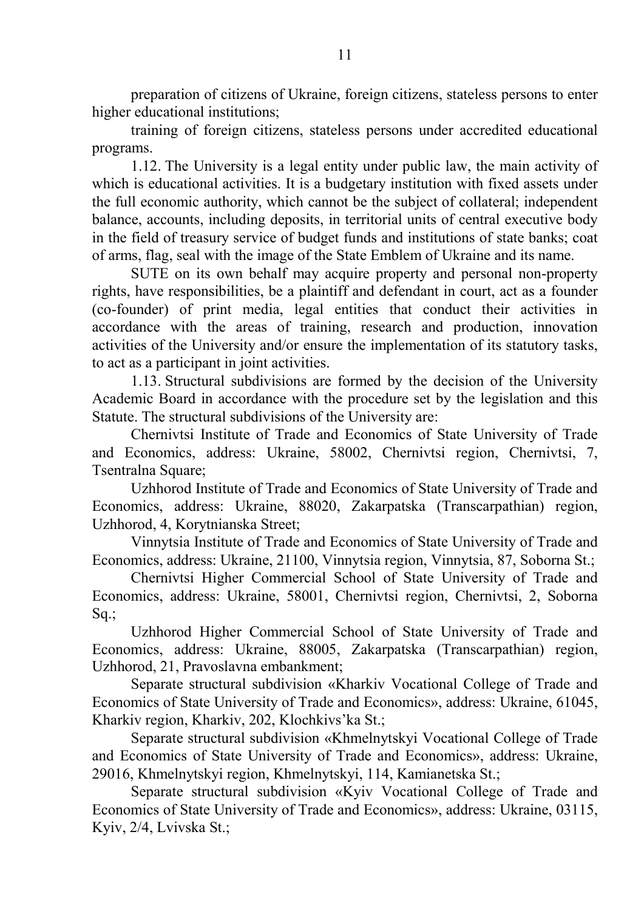preparation of citizens of Ukraine, foreign citizens, stateless persons to enter higher educational institutions;

training of foreign citizens, stateless persons under accredited educational programs.

1.12. The University is a legal entity under public law, the main activity of which is educational activities. It is a budgetary institution with fixed assets under the full economic authority, which cannot be the subject of collateral; independent balance, accounts, including deposits, in territorial units of central executive body in the field of treasury service of budget funds and institutions of state banks; coat of arms, flag, seal with the image of the State Emblem of Ukraine and its name.

SUTE on its own behalf may acquire property and personal non-property rights, have responsibilities, be a plaintiff and defendant in court, act as a founder (co-founder) of print media, legal entities that conduct their activities in accordance with the areas of training, research and production, innovation activities of the University and/or ensure the implementation of its statutory tasks, to act as a participant in joint activities.

1.13. Structural subdivisions are formed by the decision of the University Academic Board in accordance with the procedure set by the legislation and this Statute. The structural subdivisions of the University are:

Chernivtsi Institute of Trade and Economics of State University of Trade and Economics, address: Ukraine, 58002, Chernivtsi region, Chernivtsi, 7, Tsentralna Square;

Uzhhorod Institute of Trade and Economics of State University of Trade and Economics, address: Ukraine, 88020, Zakarpatska (Transcarpathian) region, Uzhhorod, 4, Korytnianska Street;

Vinnytsia Institute of Trade and Economics of State University of Trade and Economics, address: Ukraine, 21100, Vinnytsia region, Vinnytsia, 87, Soborna St.;

Chernivtsi Higher Commercial School of State University of Trade and Economics, address: Ukraine, 58001, Chernivtsi region, Chernivtsi, 2, Soborna Sq.;

Uzhhorod Higher Commercial School of State University of Trade and Economics, address: Ukraine, 88005, Zakarpatska (Transcarpathian) region, Uzhhorod, 21, Pravoslavna embankment;

Separate structural subdivision «Kharkiv Vocational College of Trade and Economics of State University of Trade and Economics», address: Ukraine, 61045, Kharkiv region, Kharkiv, 202, Klochkivs'ka St.;

Separate structural subdivision «Khmelnytskyi Vocational College of Trade and Economics of State University of Trade and Economics», address: Ukraine, 29016, Khmelnytskyi region, Khmelnytskyi, 114, Kamianetska St.;

Separate structural subdivision «Kyiv Vocational College of Trade and Economics of State University of Trade and Economics», address: Ukraine, 03115, Kyiv, 2/4, Lvivska St.;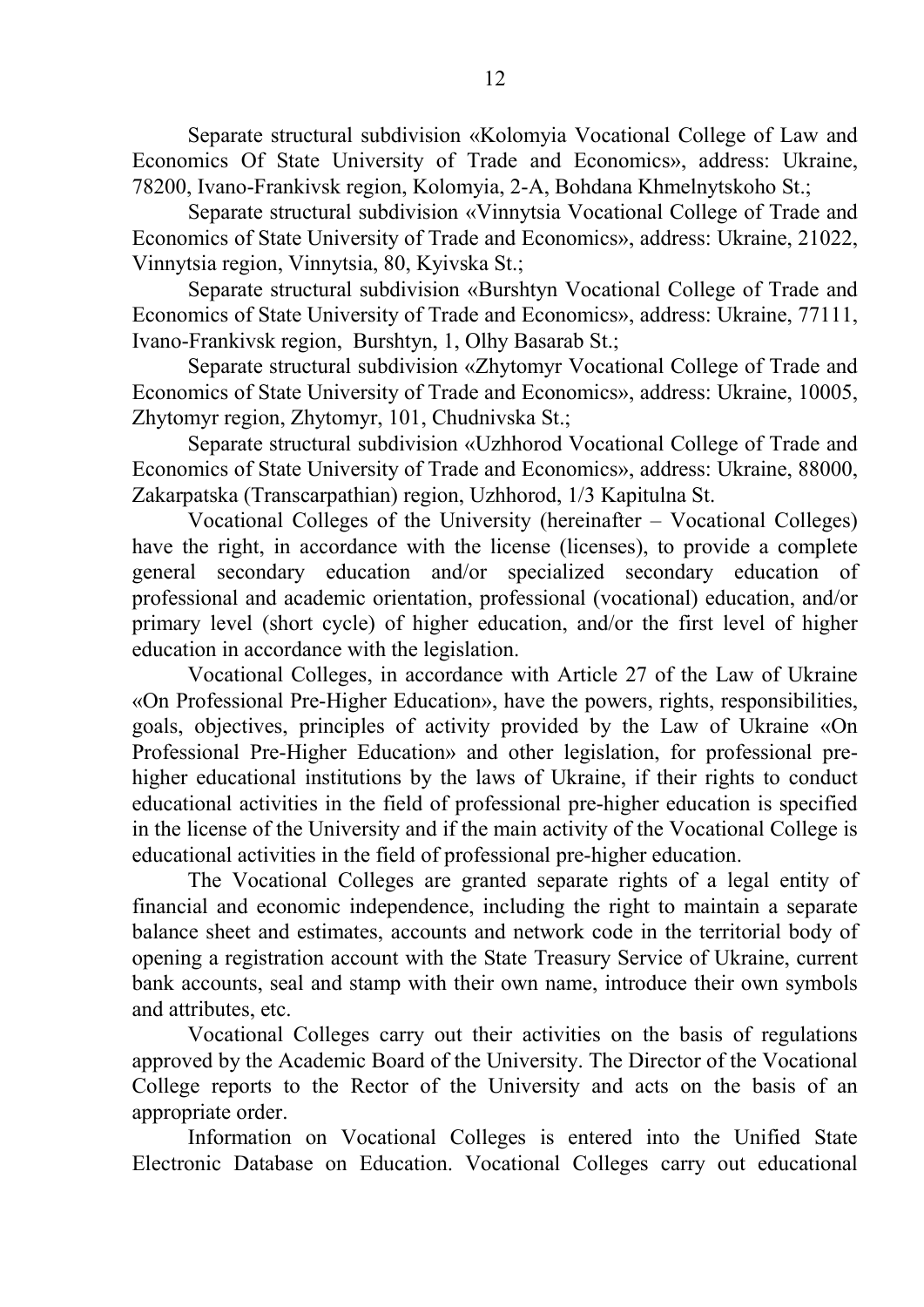Separate structural subdivision «Kolomyia Vocational College of Law and Economics Of State University of Trade and Economics», address: Ukraine, 78200, Ivano-Frankivsk region, Kolomyia, 2-A, Bohdana Khmelnytskoho St.;

Separate structural subdivision «Vinnytsia Vocational College of Trade and Economics of State University of Trade and Economics», address: Ukraine, 21022, Vinnytsia region, Vinnytsia, 80, Kyivska St.;

Separate structural subdivision «Burshtyn Vocational College of Trade and Economics of State University of Trade and Economics», address: Ukraine, 77111, Ivano-Frankivsk region, Burshtyn, 1, Olhy Basarab St.;

Separate structural subdivision «Zhytomyr Vocational College of Trade and Economics of State University of Trade and Economics», address: Ukraine, 10005, Zhytomyr region, Zhytomyr, 101, Chudnivska St.;

Separate structural subdivision «Uzhhorod Vocational College of Trade and Economics of State University of Trade and Economics», address: Ukraine, 88000, Zakarpatska (Transcarpathian) region, Uzhhorod, 1/3 Kapitulna St.

Vocational Colleges of the University (hereinafter – Vocational Colleges) have the right, in accordance with the license (licenses), to provide a complete general secondary education and/or specialized secondary education of professional and academic orientation, professional (vocational) education, and/or primary level (short cycle) of higher education, and/or the first level of higher education in accordance with the legislation.

Vocational Colleges, in accordance with Article 27 of the Law of Ukraine «On Professional Pre-Higher Education», have the powers, rights, responsibilities, goals, objectives, principles of activity provided by the Law of Ukraine «On Professional Pre-Higher Education» and other legislation, for professional pre-higher educational institutions by the laws of Ukraine, if their rights to conduct educational activities in the field of professional pre-higher education is specified in the license of the University and if the main activity of the Vocational College is educational activities in the field of professional pre-higher education.

The Vocational Colleges are granted separate rights of a legal entity of financial and economic independence, including the right to maintain a separate balance sheet and estimates, accounts and network code in the territorial body of opening a registration account with the State Treasury Service of Ukraine, current bank accounts, seal and stamp with their own name, introduce their own symbols and attributes, etc.

Vocational Colleges carry out their activities on the basis of regulations approved by the Academic Board of the University. The Director of the Vocational College reports to the Rector of the University and acts on the basis of an appropriate order.

Information on Vocational Colleges is entered into the Unified State Electronic Database on Education. Vocational Colleges carry out educational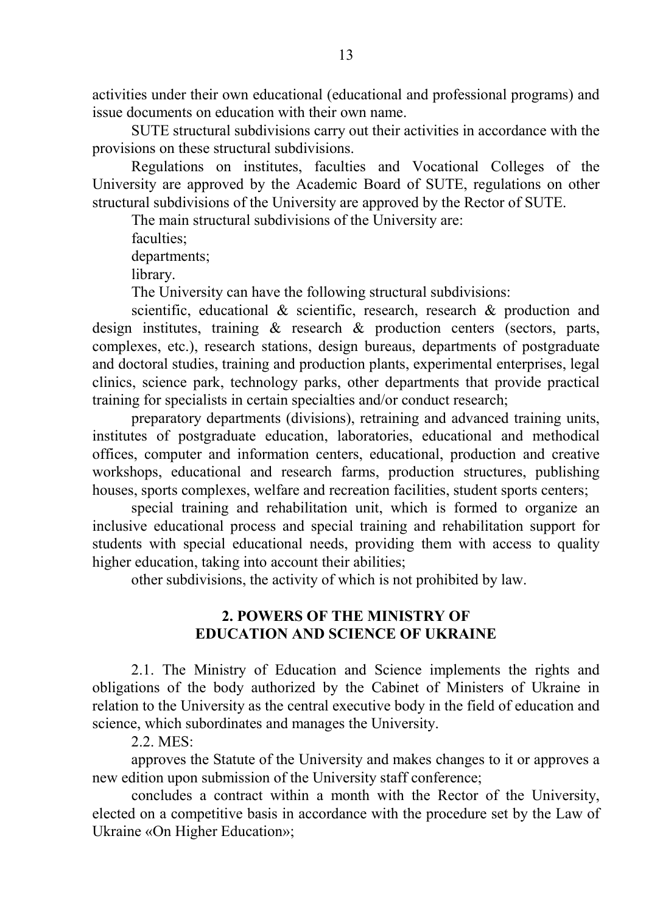activities under their own educational (educational and professional programs) and issue documents on education with their own name.

SUTE structural subdivisions carry out their activities in accordance with the provisions on these structural subdivisions.

Regulations on institutes, faculties and Vocational Colleges of the University are approved by the Academic Board of SUTE, regulations on other structural subdivisions of the University are approved by the Rector of SUTE.

The main structural subdivisions of the University are:

faculties;

departments;

library.

The University can have the following structural subdivisions:

scientific, educational & scientific, research, research & production and design institutes, training & research & production centers (sectors, parts, complexes, etc.), research stations, design bureaus, departments of postgraduate and doctoral studies, training and production plants, experimental enterprises, legal clinics, science park, technology parks, other departments that provide practical training for specialists in certain specialties and/or conduct research;

preparatory departments (divisions), retraining and advanced training units, institutes of postgraduate education, laboratories, educational and methodical offices, computer and information centers, educational, production and creative workshops, educational and research farms, production structures, publishing houses, sports complexes, welfare and recreation facilities, student sports centers;

special training and rehabilitation unit, which is formed to organize an inclusive educational process and special training and rehabilitation support for students with special educational needs, providing them with access to quality higher education, taking into account their abilities;

other subdivisions, the activity of which is not prohibited by law.

## 2. POWERS OF THE MINISTRY OF EDUCATION AND SCIENCE OF UKRAINE

2.1. The Ministry of Education and Science implements the rights and obligations of the body authorized by the Cabinet of Ministers of Ukraine in relation to the University as the central executive body in the field of education and science, which subordinates and manages the University.

2.2. MES:

approves the Statute of the University and makes changes to it or approves a new edition upon submission of the University staff conference;

concludes a contract within a month with the Rector of the University, elected on a competitive basis in accordance with the procedure set by the Law of Ukraine «On Higher Education»;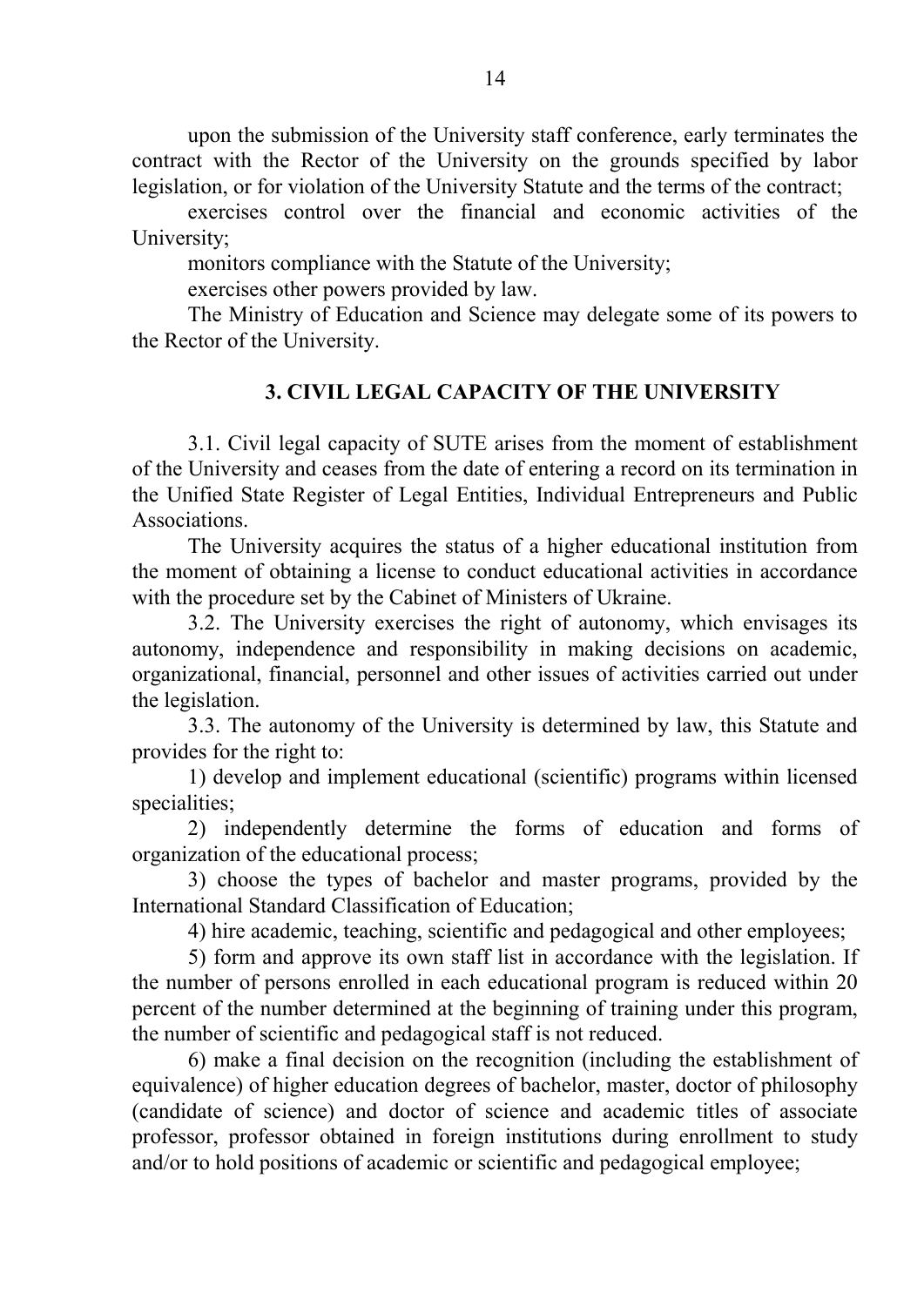upon the submission of the University staff conference, early terminates the contract with the Rector of the University on the grounds specified by labor legislation, or for violation of the University Statute and the terms of the contract;

exercises control over the financial and economic activities of the University;

monitors compliance with the Statute of the University;

exercises other powers provided by law.

The Ministry of Education and Science may delegate some of its powers to the Rector of the University.

## 3. CIVIL LEGAL CAPACITY OF THE UNIVERSITY

3.1. Civil legal capacity of SUTE arises from the moment of establishment of the University and ceases from the date of entering a record on its termination in the Unified State Register of Legal Entities, Individual Entrepreneurs and Public Associations.

The University acquires the status of a higher educational institution from the moment of obtaining a license to conduct educational activities in accordance with the procedure set by the Cabinet of Ministers of Ukraine.

3.2. The University exercises the right of autonomy, which envisages its autonomy, independence and responsibility in making decisions on academic, organizational, financial, personnel and other issues of activities carried out under the legislation.

3.3. The autonomy of the University is determined by law, this Statute and provides for the right to:

1) develop and implement educational (scientific) programs within licensed specialities;

2) independently determine the forms of education and forms of organization of the educational process;

3) choose the types of bachelor and master programs, provided by the International Standard Classification of Education;

4) hire academic, teaching, scientific and pedagogical and other employees;

5) form and approve its own staff list in accordance with the legislation. If the number of persons enrolled in each educational program is reduced within 20 percent of the number determined at the beginning of training under this program, the number of scientific and pedagogical staff is not reduced.

6) make a final decision on the recognition (including the establishment of equivalence) of higher education degrees of bachelor, master, doctor of philosophy (candidate of science) and doctor of science and academic titles of associate professor, professor obtained in foreign institutions during enrollment to study and/or to hold positions of academic or scientific and pedagogical employee;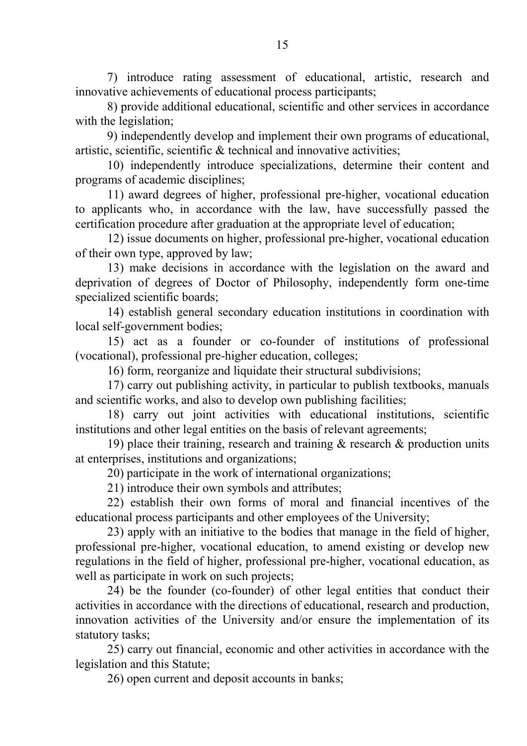7) introduce rating assessment of educational, artistic, research and innovative achievements of educational process participants;

8) provide additional educational, scientific and other services in accordance with the legislation;

9) independently develop and implement their own programs of educational, artistic, scientific, scientific & technical and innovative activities;

10) independently introduce specializations, determine their content and programs of academic disciplines;

11) award degrees of higher, professional pre-higher, vocational education to applicants who, in accordance with the law, have successfully passed the certification procedure after graduation at the appropriate level of education;

12) issue documents on higher, professional pre-higher, vocational education of their own type, approved by law;

13) make decisions in accordance with the legislation on the award and deprivation of degrees of Doctor of Philosophy, independently form one-time specialized scientific boards;

14) establish general secondary education institutions in coordination with local self-government bodies;

15) act as a founder or co-founder of institutions of professional (vocational), professional pre-higher education, colleges;

16) form, reorganize and liquidate their structural subdivisions;

17) carry out publishing activity, in particular to publish textbooks, manuals and scientific works, and also to develop own publishing facilities;

18) carry out joint activities with educational institutions, scientific institutions and other legal entities on the basis of relevant agreements;

19) place their training, research and training & research & production units at enterprises, institutions and organizations;

20) participate in the work of international organizations;

21) introduce their own symbols and attributes;

22) establish their own forms of moral and financial incentives of the educational process participants and other employees of the University;

23) apply with an initiative to the bodies that manage in the field of higher, professional pre-higher, vocational education, to amend existing or develop new regulations in the field of higher, professional pre-higher, vocational education, as well as participate in work on such projects;

24) be the founder (co-founder) of other legal entities that conduct their activities in accordance with the directions of educational, research and production, innovation activities of the University and/or ensure the implementation of its statutory tasks;

25) carry out financial, economic and other activities in accordance with the legislation and this Statute;

26) open current and deposit accounts in banks;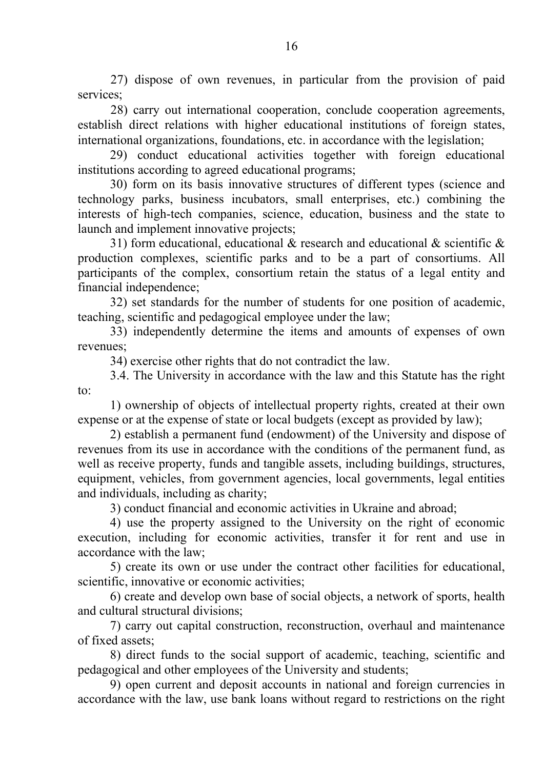27) dispose of own revenues, in particular from the provision of paid services;

28) carry out international cooperation, conclude cooperation agreements, establish direct relations with higher educational institutions of foreign states, international organizations, foundations, etc. in accordance with the legislation;

29) conduct educational activities together with foreign educational institutions according to agreed educational programs;

30) form on its basis innovative structures of different types (science and technology parks, business incubators, small enterprises, etc.) combining the interests of high-tech companies, science, education, business and the state to launch and implement innovative projects;

31) form educational, educational & research and educational & scientific & production complexes, scientific parks and to be a part of consortiums. All participants of the complex, consortium retain the status of a legal entity and financial independence;

32) set standards for the number of students for one position of academic, teaching, scientific and pedagogical employee under the law;

33) independently determine the items and amounts of expenses of own revenues;

34) exercise other rights that do not contradict the law.

3.4. The University in accordance with the law and this Statute has the right to:

1) ownership of objects of intellectual property rights, created at their own expense or at the expense of state or local budgets (except as provided by law);

2) establish a permanent fund (endowment) of the University and dispose of revenues from its use in accordance with the conditions of the permanent fund, as well as receive property, funds and tangible assets, including buildings, structures, equipment, vehicles, from government agencies, local governments, legal entities and individuals, including as charity;

3) conduct financial and economic activities in Ukraine and abroad;

4) use the property assigned to the University on the right of economic execution, including for economic activities, transfer it for rent and use in accordance with the law;

5) create its own or use under the contract other facilities for educational, scientific, innovative or economic activities;

6) create and develop own base of social objects, a network of sports, health and cultural structural divisions;

7) carry out capital construction, reconstruction, overhaul and maintenance of fixed assets;

8) direct funds to the social support of academic, teaching, scientific and pedagogical and other employees of the University and students;

9) open current and deposit accounts in national and foreign currencies in accordance with the law, use bank loans without regard to restrictions on the right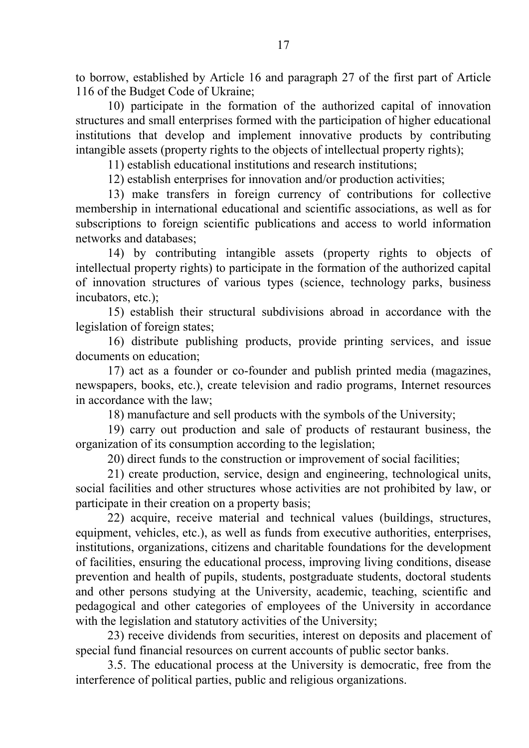to borrow, established by Article 16 and paragraph 27 of the first part of Article 116 of the Budget Code of Ukraine;

10) participate in the formation of the authorized capital of innovation structures and small enterprises formed with the participation of higher educational institutions that develop and implement innovative products by contributing intangible assets (property rights to the objects of intellectual property rights);

11) establish educational institutions and research institutions;

12) establish enterprises for innovation and/or production activities;

13) make transfers in foreign currency of contributions for collective membership in international educational and scientific associations, as well as for subscriptions to foreign scientific publications and access to world information networks and databases;

14) by contributing intangible assets (property rights to objects of intellectual property rights) to participate in the formation of the authorized capital of innovation structures of various types (science, technology parks, business incubators, etc.);

15) establish their structural subdivisions abroad in accordance with the legislation of foreign states;

16) distribute publishing products, provide printing services, and issue documents on education;

17) act as a founder or co-founder and publish printed media (magazines, newspapers, books, etc.), create television and radio programs, Internet resources in accordance with the law;

18) manufacture and sell products with the symbols of the University;

19) carry out production and sale of products of restaurant business, the organization of its consumption according to the legislation;

20) direct funds to the construction or improvement of social facilities;

21) create production, service, design and engineering, technological units, social facilities and other structures whose activities are not prohibited by law, or participate in their creation on a property basis;

22) acquire, receive material and technical values (buildings, structures, equipment, vehicles, etc.), as well as funds from executive authorities, enterprises, institutions, organizations, citizens and charitable foundations for the development of facilities, ensuring the educational process, improving living conditions, disease prevention and health of pupils, students, postgraduate students, doctoral students and other persons studying at the University, academic, teaching, scientific and pedagogical and other categories of employees of the University in accordance with the legislation and statutory activities of the University;

23) receive dividends from securities, interest on deposits and placement of special fund financial resources on current accounts of public sector banks.

3.5. The educational process at the University is democratic, free from the interference of political parties, public and religious organizations.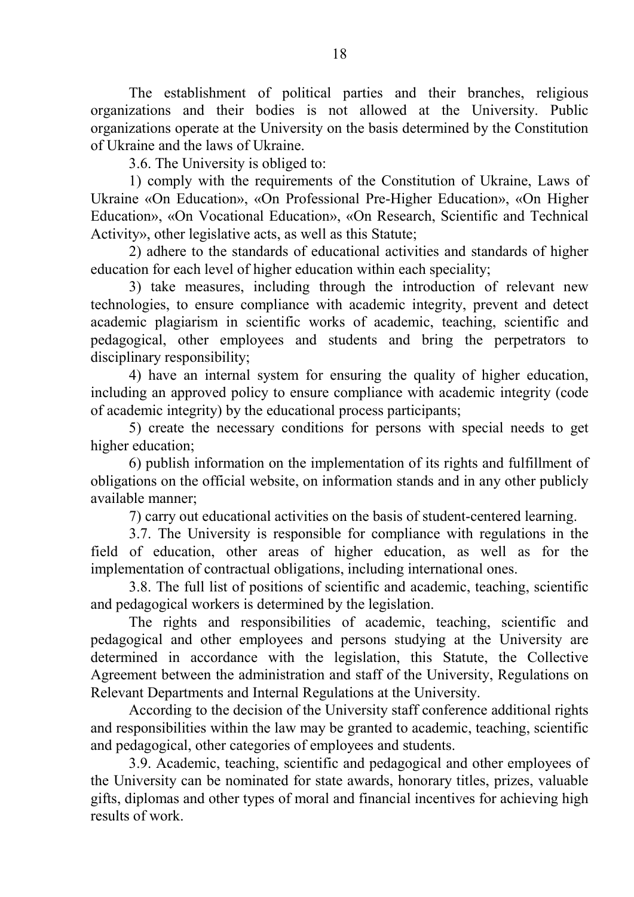The establishment of political parties and their branches, religious organizations and their bodies is not allowed at the University. Public organizations operate at the University on the basis determined by the Constitution of Ukraine and the laws of Ukraine.

3.6. The University is obliged to:

1) comply with the requirements of the Constitution of Ukraine, Laws of Ukraine «On Education», «On Professional Pre-Higher Education», «On Higher Education», «On Vocational Education», «On Research, Scientific and Technical Activity», other legislative acts, as well as this Statute;

2) adhere to the standards of educational activities and standards of higher education for each level of higher education within each speciality;

3) take measures, including through the introduction of relevant new technologies, to ensure compliance with academic integrity, prevent and detect academic plagiarism in scientific works of academic, teaching, scientific and pedagogical, other employees and students and bring the perpetrators to disciplinary responsibility;

4) have an internal system for ensuring the quality of higher education, including an approved policy to ensure compliance with academic integrity (code of academic integrity) by the educational process participants;

5) create the necessary conditions for persons with special needs to get higher education;

6) publish information on the implementation of its rights and fulfillment of obligations on the official website, on information stands and in any other publicly available manner;

7) carry out educational activities on the basis of student-centered learning.

3.7. The University is responsible for compliance with regulations in the field of education, other areas of higher education, as well as for the implementation of contractual obligations, including international ones.

3.8. The full list of positions of scientific and academic, teaching, scientific and pedagogical workers is determined by the legislation.

The rights and responsibilities of academic, teaching, scientific and pedagogical and other employees and persons studying at the University are determined in accordance with the legislation, this Statute, the Collective Agreement between the administration and staff of the University, Regulations on Relevant Departments and Internal Regulations at the University.

According to the decision of the University staff conference additional rights and responsibilities within the law may be granted to academic, teaching, scientific and pedagogical, other categories of employees and students.

3.9. Academic, teaching, scientific and pedagogical and other employees of the University can be nominated for state awards, honorary titles, prizes, valuable gifts, diplomas and other types of moral and financial incentives for achieving high results of work.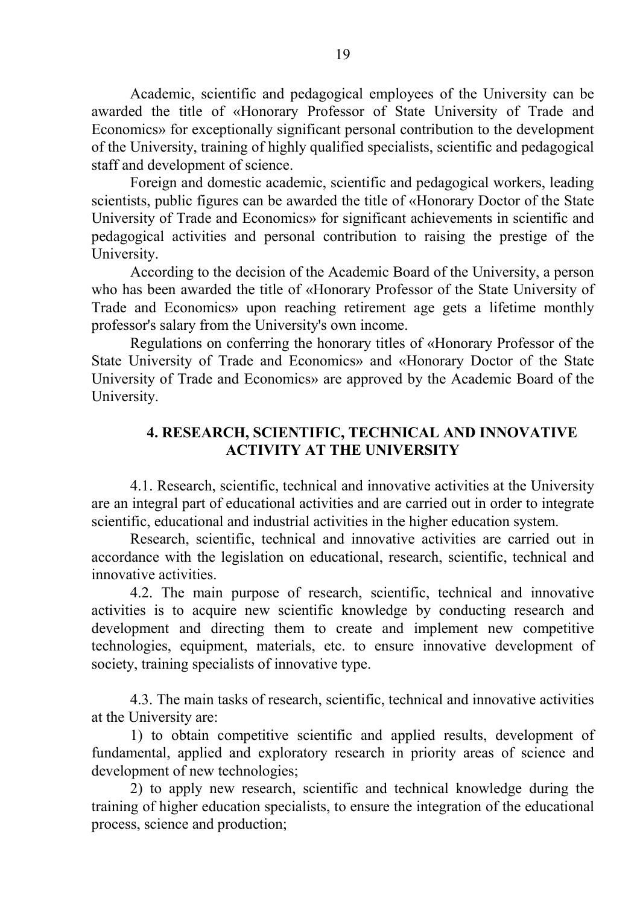Academic, scientific and pedagogical employees of the University can be awarded the title of «Honorary Professor of State University of Trade and Economics» for exceptionally significant personal contribution to the development of the University, training of highly qualified specialists, scientific and pedagogical staff and development of science.

Foreign and domestic academic, scientific and pedagogical workers, leading scientists, public figures can be awarded the title of «Honorary Doctor of the State University of Trade and Economics» for significant achievements in scientific and pedagogical activities and personal contribution to raising the prestige of the University.

According to the decision of the Academic Board of the University, a person who has been awarded the title of «Honorary Professor of the State University of Trade and Economics» upon reaching retirement age gets a lifetime monthly professor's salary from the University's own income.

Regulations on conferring the honorary titles of «Honorary Professor of the State University of Trade and Economics» and «Honorary Doctor of the State University of Trade and Economics» are approved by the Academic Board of the University.

## 4. RESEARCH, SCIENTIFIC, TECHNICAL AND INNOVATIVE ACTIVITY AT THE UNIVERSITY

4.1. Research, scientific, technical and innovative activities at the University are an integral part of educational activities and are carried out in order to integrate scientific, educational and industrial activities in the higher education system.

Research, scientific, technical and innovative activities are carried out in accordance with the legislation on educational, research, scientific, technical and innovative activities.

4.2. The main purpose of research, scientific, technical and innovative activities is to acquire new scientific knowledge by conducting research and development and directing them to create and implement new competitive technologies, equipment, materials, etc. to ensure innovative development of society, training specialists of innovative type.

4.3. The main tasks of research, scientific, technical and innovative activities at the University are:

1) to obtain competitive scientific and applied results, development of fundamental, applied and exploratory research in priority areas of science and development of new technologies;

2) to apply new research, scientific and technical knowledge during the training of higher education specialists, to ensure the integration of the educational process, science and production;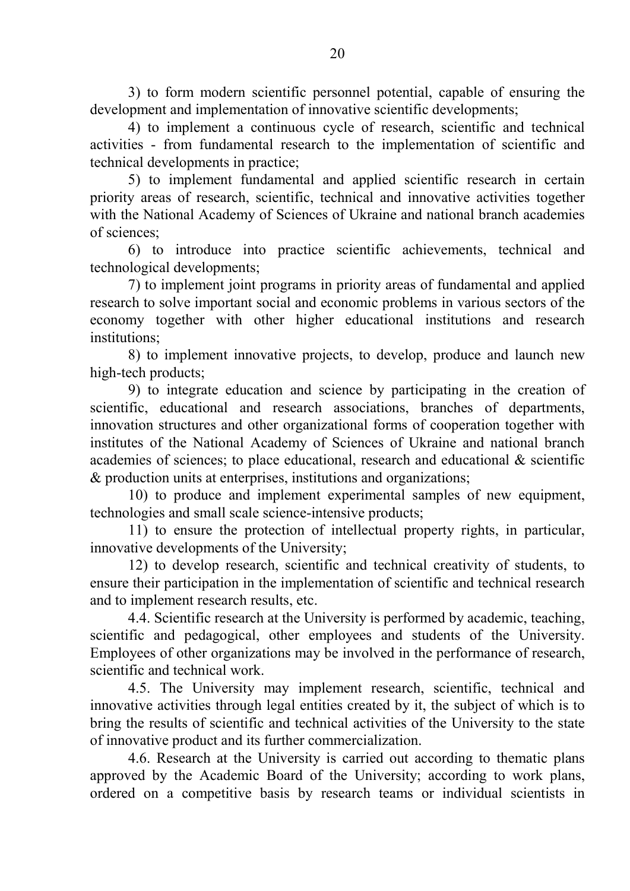3) to form modern scientific personnel potential, capable of ensuring the development and implementation of innovative scientific developments;

4) to implement a continuous cycle of research, scientific and technical activities - from fundamental research to the implementation of scientific and technical developments in practice;

5) to implement fundamental and applied scientific research in certain priority areas of research, scientific, technical and innovative activities together with the National Academy of Sciences of Ukraine and national branch academies of sciences;

6) to introduce into practice scientific achievements, technical and technological developments;

7) to implement joint programs in priority areas of fundamental and applied research to solve important social and economic problems in various sectors of the economy together with other higher educational institutions and research institutions;

8) to implement innovative projects, to develop, produce and launch new high-tech products;

9) to integrate education and science by participating in the creation of scientific, educational and research associations, branches of departments, innovation structures and other organizational forms of cooperation together with institutes of the National Academy of Sciences of Ukraine and national branch academies of sciences; to place educational, research and educational & scientific & production units at enterprises, institutions and organizations;

10) to produce and implement experimental samples of new equipment, technologies and small scale science-intensive products;

11) to ensure the protection of intellectual property rights, in particular, innovative developments of the University;

12) to develop research, scientific and technical creativity of students, to ensure their participation in the implementation of scientific and technical research and to implement research results, etc.

4.4. Scientific research at the University is performed by academic, teaching, scientific and pedagogical, other employees and students of the University. Employees of other organizations may be involved in the performance of research, scientific and technical work.

4.5. The University may implement research, scientific, technical and innovative activities through legal entities created by it, the subject of which is to bring the results of scientific and technical activities of the University to the state of innovative product and its further commercialization.

4.6. Research at the University is carried out according to thematic plans approved by the Academic Board of the University; according to work plans, ordered on a competitive basis by research teams or individual scientists in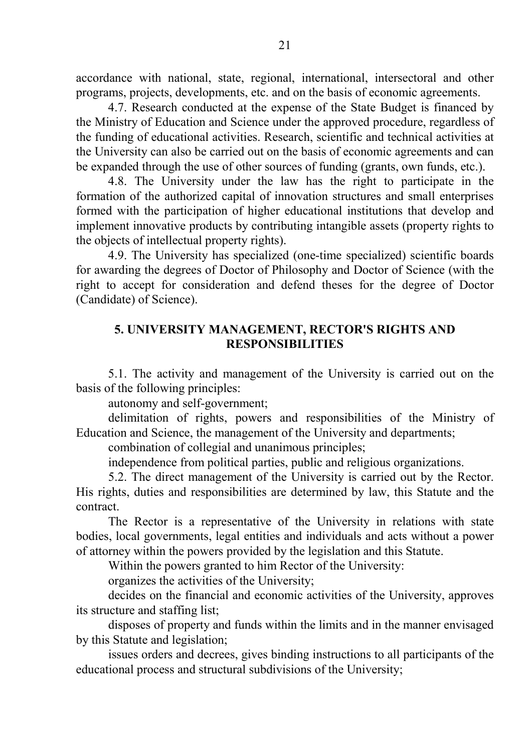accordance with national, state, regional, international, intersectoral and other programs, projects, developments, etc. and on the basis of economic agreements.

4.7. Research conducted at the expense of the State Budget is financed by the Ministry of Education and Science under the approved procedure, regardless of the funding of educational activities. Research, scientific and technical activities at the University can also be carried out on the basis of economic agreements and can be expanded through the use of other sources of funding (grants, own funds, etc.).

4.8. The University under the law has the right to participate in the formation of the authorized capital of innovation structures and small enterprises formed with the participation of higher educational institutions that develop and implement innovative products by contributing intangible assets (property rights to the objects of intellectual property rights).

4.9. The University has specialized (one-time specialized) scientific boards for awarding the degrees of Doctor of Philosophy and Doctor of Science (with the right to accept for consideration and defend theses for the degree of Doctor (Candidate) of Science).

## 5. UNIVERSITY MANAGEMENT, RECTOR'S RIGHTS AND RESPONSIBILITIES

5.1. The activity and management of the University is carried out on the basis of the following principles:

autonomy and self-government;

delimitation of rights, powers and responsibilities of the Ministry of Education and Science, the management of the University and departments;

combination of collegial and unanimous principles;

independence from political parties, public and religious organizations.

5.2. The direct management of the University is carried out by the Rector. His rights, duties and responsibilities are determined by law, this Statute and the contract.

The Rector is a representative of the University in relations with state bodies, local governments, legal entities and individuals and acts without a power of attorney within the powers provided by the legislation and this Statute.

Within the powers granted to him Rector of the University:

organizes the activities of the University;

decides on the financial and economic activities of the University, approves its structure and staffing list;

disposes of property and funds within the limits and in the manner envisaged by this Statute and legislation;

issues orders and decrees, gives binding instructions to all participants of the educational process and structural subdivisions of the University;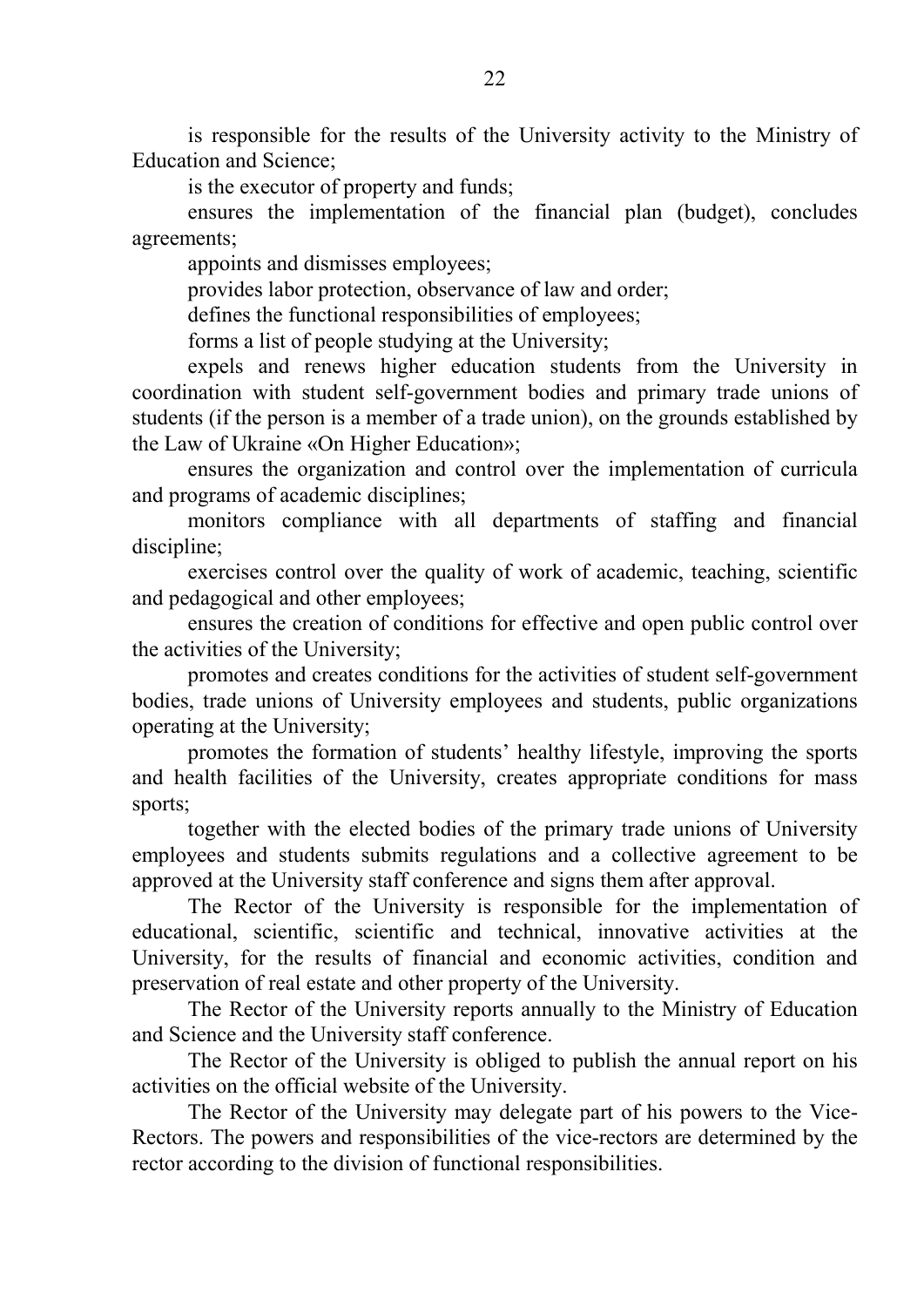is responsible for the results of the University activity to the Ministry of Education and Science;

is the executor of property and funds;

ensures the implementation of the financial plan (budget), concludes agreements;

appoints and dismisses employees;

provides labor protection, observance of law and order;

defines the functional responsibilities of employees;

forms a list of people studying at the University;

expels and renews higher education students from the University in coordination with student self-government bodies and primary trade unions of students (if the person is a member of a trade union), on the grounds established by the Law of Ukraine «On Higher Education»;

ensures the organization and control over the implementation of curricula and programs of academic disciplines;

monitors compliance with all departments of staffing and financial discipline;

exercises control over the quality of work of academic, teaching, scientific and pedagogical and other employees;

ensures the creation of conditions for effective and open public control over the activities of the University;

promotes and creates conditions for the activities of student self-government bodies, trade unions of University employees and students, public organizations operating at the University;

promotes the formation of students' healthy lifestyle, improving the sports and health facilities of the University, creates appropriate conditions for mass sports;

together with the elected bodies of the primary trade unions of University employees and students submits regulations and a collective agreement to be approved at the University staff conference and signs them after approval.

The Rector of the University is responsible for the implementation of educational, scientific, scientific and technical, innovative activities at the University, for the results of financial and economic activities, condition and preservation of real estate and other property of the University.

The Rector of the University reports annually to the Ministry of Education and Science and the University staff conference.

The Rector of the University is obliged to publish the annual report on his activities on the official website of the University.

The Rector of the University may delegate part of his powers to the Vice-Rectors. The powers and responsibilities of the vice-rectors are determined by the rector according to the division of functional responsibilities.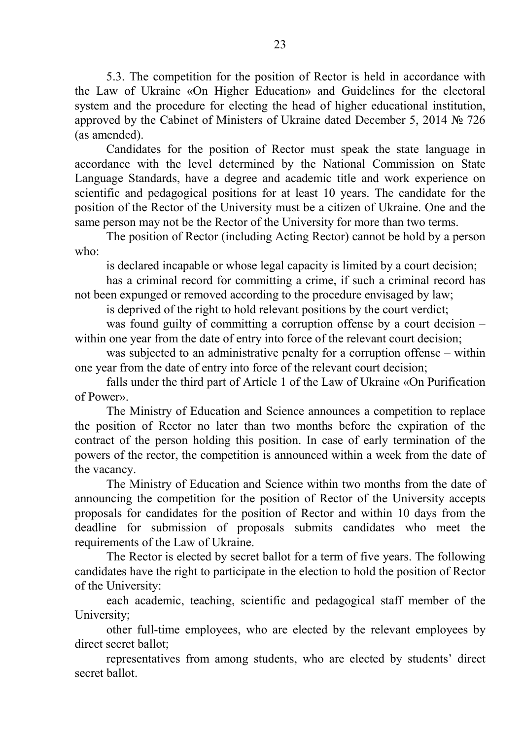5.3. The competition for the position of Rector is held in accordance with the Law of Ukraine «On Higher Education» and Guidelines for the electoral system and the procedure for electing the head of higher educational institution, approved by the Cabinet of Ministers of Ukraine dated December 5, 2014 № 726 (as amended).

Candidates for the position of Rector must speak the state language in accordance with the level determined by the National Commission on State Language Standards, have a degree and academic title and work experience on scientific and pedagogical positions for at least 10 years. The candidate for the position of the Rector of the University must be a citizen of Ukraine. One and the same person may not be the Rector of the University for more than two terms.

The position of Rector (including Acting Rector) cannot be hold by a person who:

is declared incapable or whose legal capacity is limited by a court decision;

has a criminal record for committing a crime, if such a criminal record has not been expunged or removed according to the procedure envisaged by law;

is deprived of the right to hold relevant positions by the court verdict;

was found guilty of committing a corruption offense by a court decision – within one year from the date of entry into force of the relevant court decision;

was subjected to an administrative penalty for a corruption offense – within one year from the date of entry into force of the relevant court decision;

falls under the third part of Article 1 of the Law of Ukraine «On Purification of Power».

The Ministry of Education and Science announces a competition to replace the position of Rector no later than two months before the expiration of the contract of the person holding this position. In case of early termination of the powers of the rector, the competition is announced within a week from the date of the vacancy.

The Ministry of Education and Science within two months from the date of announcing the competition for the position of Rector of the University accepts proposals for candidates for the position of Rector and within 10 days from the deadline for submission of proposals submits candidates who meet the requirements of the Law of Ukraine.

The Rector is elected by secret ballot for a term of five years. The following candidates have the right to participate in the election to hold the position of Rector of the University:

each academic, teaching, scientific and pedagogical staff member of the University;

other full-time employees, who are elected by the relevant employees by direct secret ballot;

representatives from among students, who are elected by students' direct secret ballot.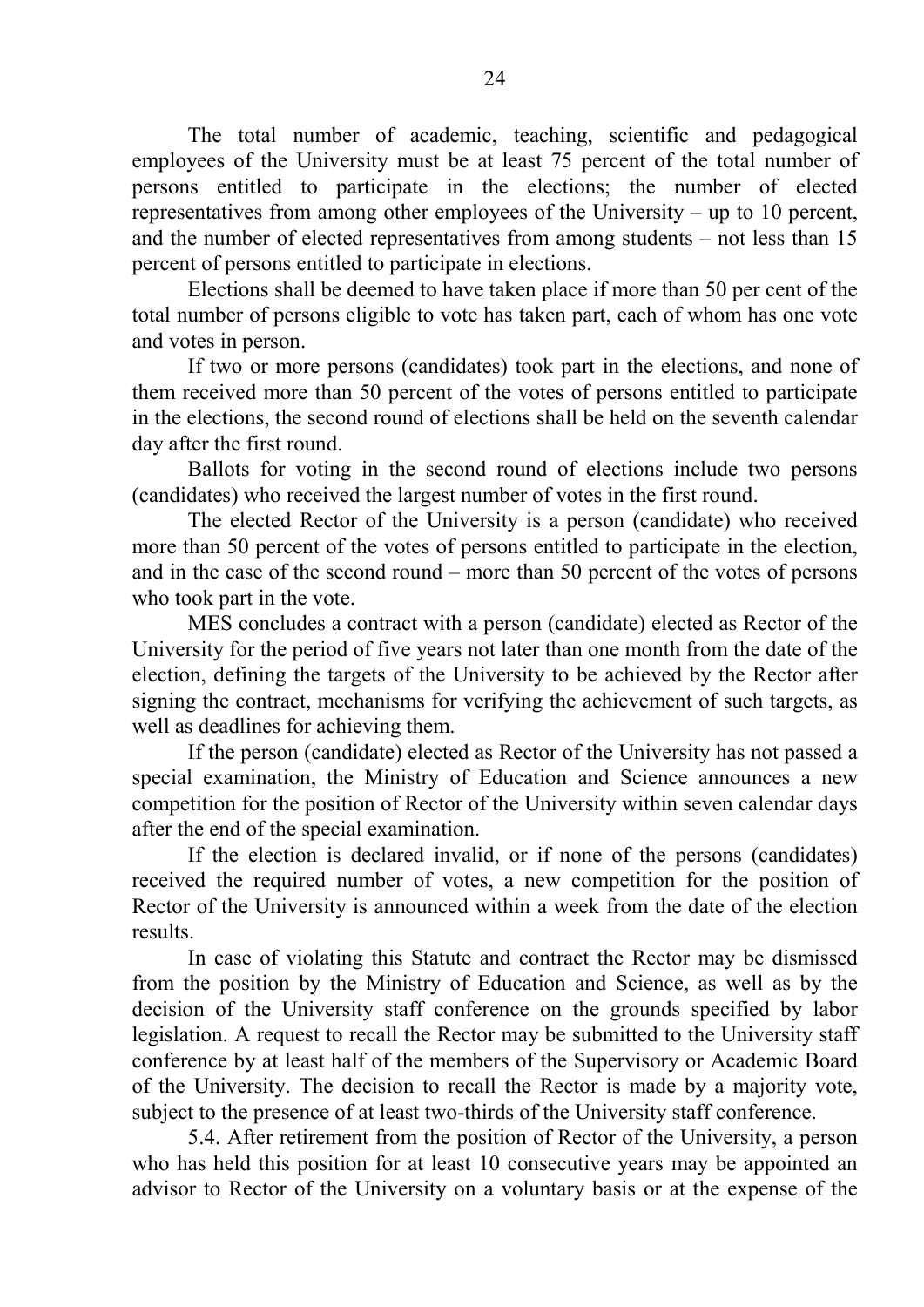The total number of academic, teaching, scientific and pedagogical employees of the University must be at least 75 percent of the total number of persons entitled to participate in the elections; the number of elected representatives from among other employees of the University – up to 10 percent, and the number of elected representatives from among students – not less than 15 percent of persons entitled to participate in elections.

Elections shall be deemed to have taken place if more than 50 per cent of the total number of persons eligible to vote has taken part, each of whom has one vote and votes in person.

If two or more persons (candidates) took part in the elections, and none of them received more than 50 percent of the votes of persons entitled to participate in the elections, the second round of elections shall be held on the seventh calendar day after the first round.

Ballots for voting in the second round of elections include two persons (candidates) who received the largest number of votes in the first round.

The elected Rector of the University is a person (candidate) who received more than 50 percent of the votes of persons entitled to participate in the election, and in the case of the second round – more than 50 percent of the votes of persons who took part in the vote.

MES concludes a contract with a person (candidate) elected as Rector of the University for the period of five years not later than one month from the date of the election, defining the targets of the University to be achieved by the Rector after signing the contract, mechanisms for verifying the achievement of such targets, as well as deadlines for achieving them.

If the person (candidate) elected as Rector of the University has not passed a special examination, the Ministry of Education and Science announces a new competition for the position of Rector of the University within seven calendar days after the end of the special examination.

If the election is declared invalid, or if none of the persons (candidates) received the required number of votes, a new competition for the position of Rector of the University is announced within a week from the date of the election results.

In case of violating this Statute and contract the Rector may be dismissed from the position by the Ministry of Education and Science, as well as by the decision of the University staff conference on the grounds specified by labor legislation. A request to recall the Rector may be submitted to the University staff conference by at least half of the members of the Supervisory or Academic Board of the University. The decision to recall the Rector is made by a majority vote, subject to the presence of at least two-thirds of the University staff conference.

5.4. After retirement from the position of Rector of the University, a person who has held this position for at least 10 consecutive years may be appointed an advisor to Rector of the University on a voluntary basis or at the expense of the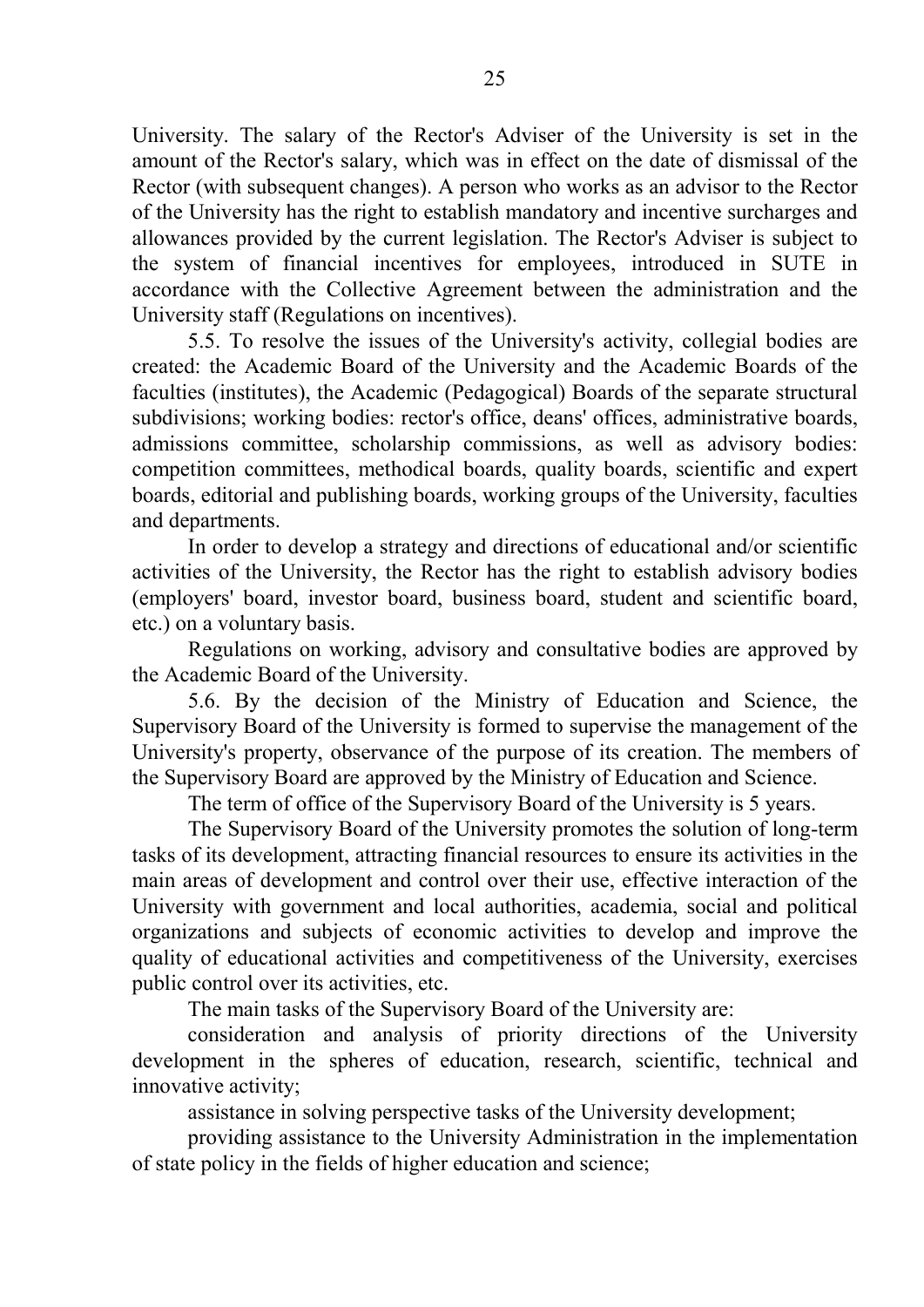University. The salary of the Rector's Adviser of the University is set in the amount of the Rector's salary, which was in effect on the date of dismissal of the Rector (with subsequent changes). A person who works as an advisor to the Rector of the University has the right to establish mandatory and incentive surcharges and allowances provided by the current legislation. The Rector's Adviser is subject to the system of financial incentives for employees, introduced in SUTE in accordance with the Collective Agreement between the administration and the University staff (Regulations on incentives).

5.5. To resolve the issues of the University's activity, collegial bodies are created: the Academic Board of the University and the Academic Boards of the faculties (institutes), the Academic (Pedagogical) Boards of the separate structural subdivisions; working bodies: rector's office, deans' offices, administrative boards, admissions committee, scholarship commissions, as well as advisory bodies: competition committees, methodical boards, quality boards, scientific and expert boards, editorial and publishing boards, working groups of the University, faculties and departments.

In order to develop a strategy and directions of educational and/or scientific activities of the University, the Rector has the right to establish advisory bodies (employers' board, investor board, business board, student and scientific board, etc.) on a voluntary basis.

Regulations on working, advisory and consultative bodies are approved by the Academic Board of the University.

5.6. By the decision of the Ministry of Education and Science, the Supervisory Board of the University is formed to supervise the management of the University's property, observance of the purpose of its creation. The members of the Supervisory Board are approved by the Ministry of Education and Science.

The term of office of the Supervisory Board of the University is 5 years.

The Supervisory Board of the University promotes the solution of long-term tasks of its development, attracting financial resources to ensure its activities in the main areas of development and control over their use, effective interaction of the University with government and local authorities, academia, social and political organizations and subjects of economic activities to develop and improve the quality of educational activities and competitiveness of the University, exercises public control over its activities, etc.

The main tasks of the Supervisory Board of the University are:

consideration and analysis of priority directions of the University development in the spheres of education, research, scientific, technical and innovative activity;

assistance in solving perspective tasks of the University development;

providing assistance to the University Administration in the implementation of state policy in the fields of higher education and science;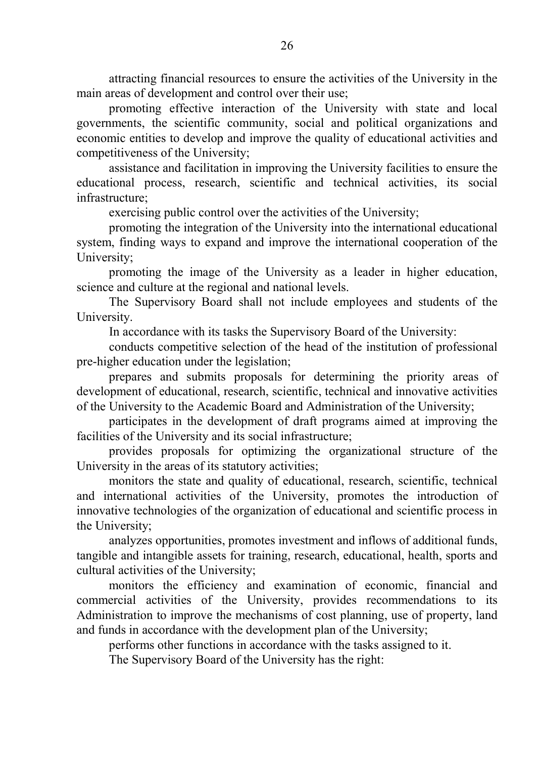attracting financial resources to ensure the activities of the University in the main areas of development and control over their use;

promoting effective interaction of the University with state and local governments, the scientific community, social and political organizations and economic entities to develop and improve the quality of educational activities and competitiveness of the University;

assistance and facilitation in improving the University facilities to ensure the educational process, research, scientific and technical activities, its social infrastructure;

exercising public control over the activities of the University;

promoting the integration of the University into the international educational system, finding ways to expand and improve the international cooperation of the University;

promoting the image of the University as a leader in higher education, science and culture at the regional and national levels.

The Supervisory Board shall not include employees and students of the University.

In accordance with its tasks the Supervisory Board of the University:

conducts competitive selection of the head of the institution of professional pre-higher education under the legislation;

prepares and submits proposals for determining the priority areas of development of educational, research, scientific, technical and innovative activities of the University to the Academic Board and Administration of the University;

participates in the development of draft programs aimed at improving the facilities of the University and its social infrastructure;

provides proposals for optimizing the organizational structure of the University in the areas of its statutory activities;

monitors the state and quality of educational, research, scientific, technical and international activities of the University, promotes the introduction of innovative technologies of the organization of educational and scientific process in the University;

analyzes opportunities, promotes investment and inflows of additional funds, tangible and intangible assets for training, research, educational, health, sports and cultural activities of the University;

monitors the efficiency and examination of economic, financial and commercial activities of the University, provides recommendations to its Administration to improve the mechanisms of cost planning, use of property, land and funds in accordance with the development plan of the University;

performs other functions in accordance with the tasks assigned to it.

The Supervisory Board of the University has the right: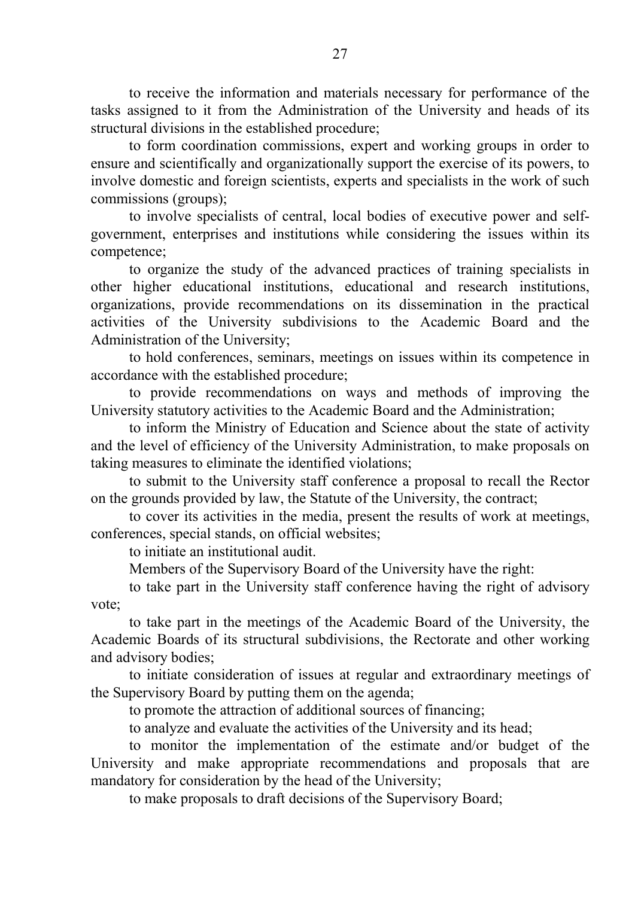to receive the information and materials necessary for performance of the tasks assigned to it from the Administration of the University and heads of its structural divisions in the established procedure;

to form coordination commissions, expert and working groups in order to ensure and scientifically and organizationally support the exercise of its powers, to involve domestic and foreign scientists, experts and specialists in the work of such commissions (groups);

to involve specialists of central, local bodies of executive power and self-government, enterprises and institutions while considering the issues within its competence;

to organize the study of the advanced practices of training specialists in other higher educational institutions, educational and research institutions, organizations, provide recommendations on its dissemination in the practical activities of the University subdivisions to the Academic Board and the Administration of the University;

to hold conferences, seminars, meetings on issues within its competence in accordance with the established procedure;

to provide recommendations on ways and methods of improving the University statutory activities to the Academic Board and the Administration;

to inform the Ministry of Education and Science about the state of activity and the level of efficiency of the University Administration, to make proposals on taking measures to eliminate the identified violations;

to submit to the University staff conference a proposal to recall the Rector on the grounds provided by law, the Statute of the University, the contract;

to cover its activities in the media, present the results of work at meetings, conferences, special stands, on official websites;

to initiate an institutional audit.

Members of the Supervisory Board of the University have the right:

to take part in the University staff conference having the right of advisory vote;

to take part in the meetings of the Academic Board of the University, the Academic Boards of its structural subdivisions, the Rectorate and other working and advisory bodies;

to initiate consideration of issues at regular and extraordinary meetings of the Supervisory Board by putting them on the agenda;

to promote the attraction of additional sources of financing;

to analyze and evaluate the activities of the University and its head;

to monitor the implementation of the estimate and/or budget of the University and make appropriate recommendations and proposals that are mandatory for consideration by the head of the University;

to make proposals to draft decisions of the Supervisory Board;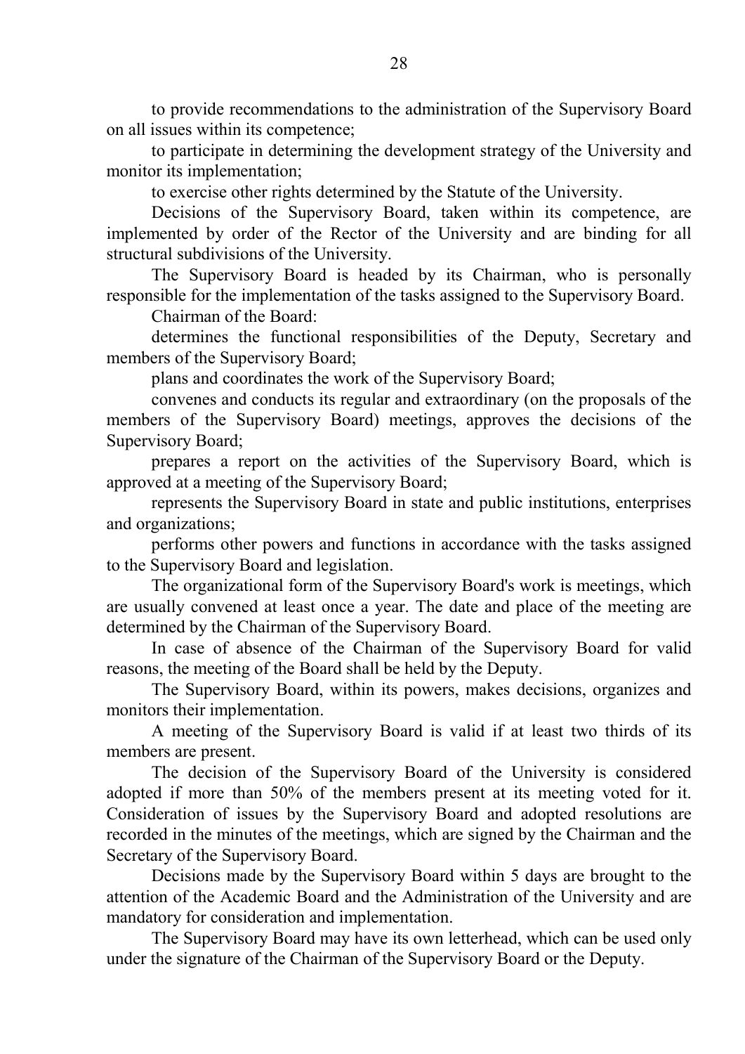to provide recommendations to the administration of the Supervisory Board on all issues within its competence;

to participate in determining the development strategy of the University and monitor its implementation;

to exercise other rights determined by the Statute of the University.

Decisions of the Supervisory Board, taken within its competence, are implemented by order of the Rector of the University and are binding for all structural subdivisions of the University.

The Supervisory Board is headed by its Chairman, who is personally responsible for the implementation of the tasks assigned to the Supervisory Board.

Chairman of the Board:

determines the functional responsibilities of the Deputy, Secretary and members of the Supervisory Board;

plans and coordinates the work of the Supervisory Board;

convenes and conducts its regular and extraordinary (on the proposals of the members of the Supervisory Board) meetings, approves the decisions of the Supervisory Board;

prepares a report on the activities of the Supervisory Board, which is approved at a meeting of the Supervisory Board;

represents the Supervisory Board in state and public institutions, enterprises and organizations;

performs other powers and functions in accordance with the tasks assigned to the Supervisory Board and legislation.

The organizational form of the Supervisory Board's work is meetings, which are usually convened at least once a year. The date and place of the meeting are determined by the Chairman of the Supervisory Board.

In case of absence of the Chairman of the Supervisory Board for valid reasons, the meeting of the Board shall be held by the Deputy.

The Supervisory Board, within its powers, makes decisions, organizes and monitors their implementation.

A meeting of the Supervisory Board is valid if at least two thirds of its members are present.

The decision of the Supervisory Board of the University is considered adopted if more than 50% of the members present at its meeting voted for it. Consideration of issues by the Supervisory Board and adopted resolutions are recorded in the minutes of the meetings, which are signed by the Chairman and the Secretary of the Supervisory Board.

Decisions made by the Supervisory Board within 5 days are brought to the attention of the Academic Board and the Administration of the University and are mandatory for consideration and implementation.

The Supervisory Board may have its own letterhead, which can be used only under the signature of the Chairman of the Supervisory Board or the Deputy.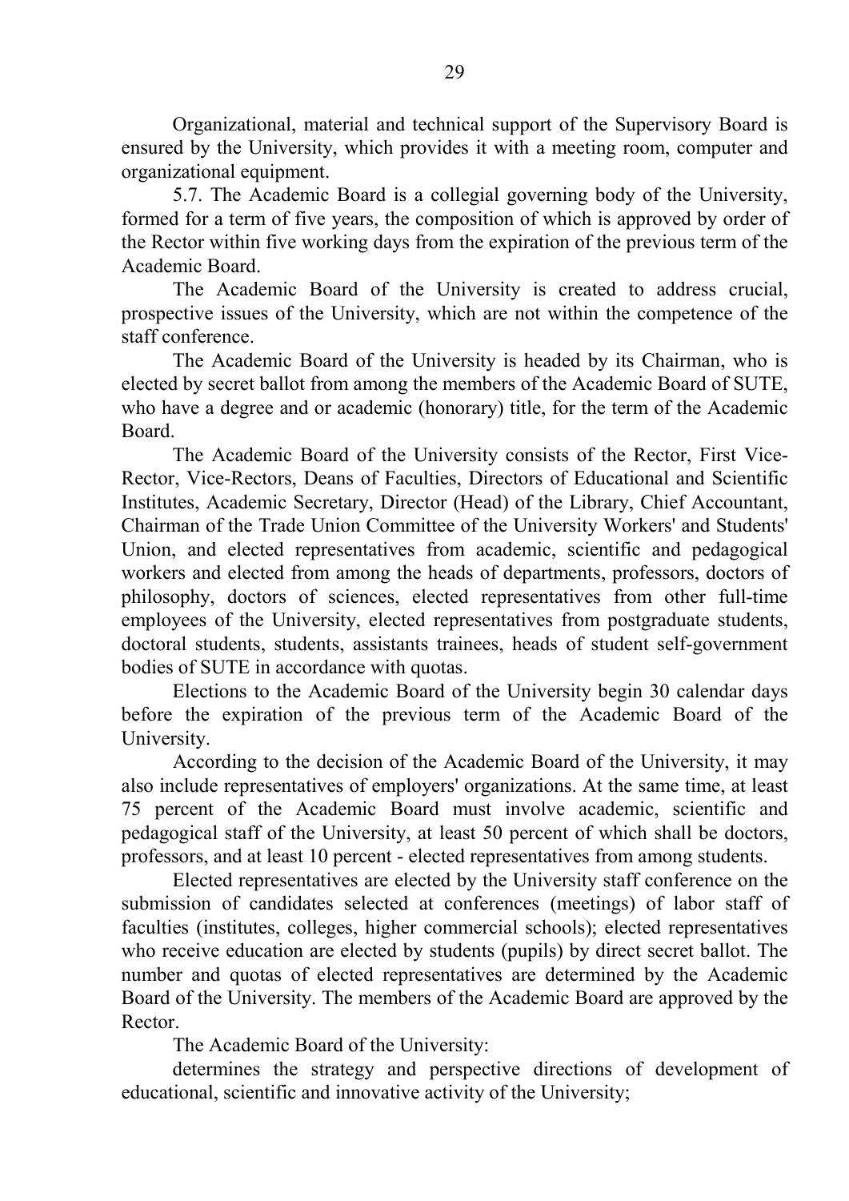Organizational, material and technical support of the Supervisory Board is ensured by the University, which provides it with a meeting room, computer and organizational equipment.

5.7. The Academic Board is a collegial governing body of the University, formed for a term of five years, the composition of which is approved by order of the Rector within five working days from the expiration of the previous term of the Academic Board.

The Academic Board of the University is created to address crucial, prospective issues of the University, which are not within the competence of the staff conference.

The Academic Board of the University is headed by its Chairman, who is elected by secret ballot from among the members of the Academic Board of SUTE, who have a degree and or academic (honorary) title, for the term of the Academic Board.

The Academic Board of the University consists of the Rector, First Vice-Rector, Vice-Rectors, Deans of Faculties, Directors of Educational and Scientific Institutes, Academic Secretary, Director (Head) of the Library, Chief Accountant, Chairman of the Trade Union Committee of the University Workers' and Students' Union, and elected representatives from academic, scientific and pedagogical workers and elected from among the heads of departments, professors, doctors of philosophy, doctors of sciences, elected representatives from other full-time employees of the University, elected representatives from postgraduate students, doctoral students, students, assistants trainees, heads of student self-government bodies of SUTE in accordance with quotas.

Elections to the Academic Board of the University begin 30 calendar days before the expiration of the previous term of the Academic Board of the University.

According to the decision of the Academic Board of the University, it may also include representatives of employers' organizations. At the same time, at least 75 percent of the Academic Board must involve academic, scientific and pedagogical staff of the University, at least 50 percent of which shall be doctors, professors, and at least 10 percent - elected representatives from among students.

Elected representatives are elected by the University staff conference on the submission of candidates selected at conferences (meetings) of labor staff of faculties (institutes, colleges, higher commercial schools); elected representatives who receive education are elected by students (pupils) by direct secret ballot. The number and quotas of elected representatives are determined by the Academic Board of the University. The members of the Academic Board are approved by the Rector.

The Academic Board of the University:

determines the strategy and perspective directions of development of educational, scientific and innovative activity of the University;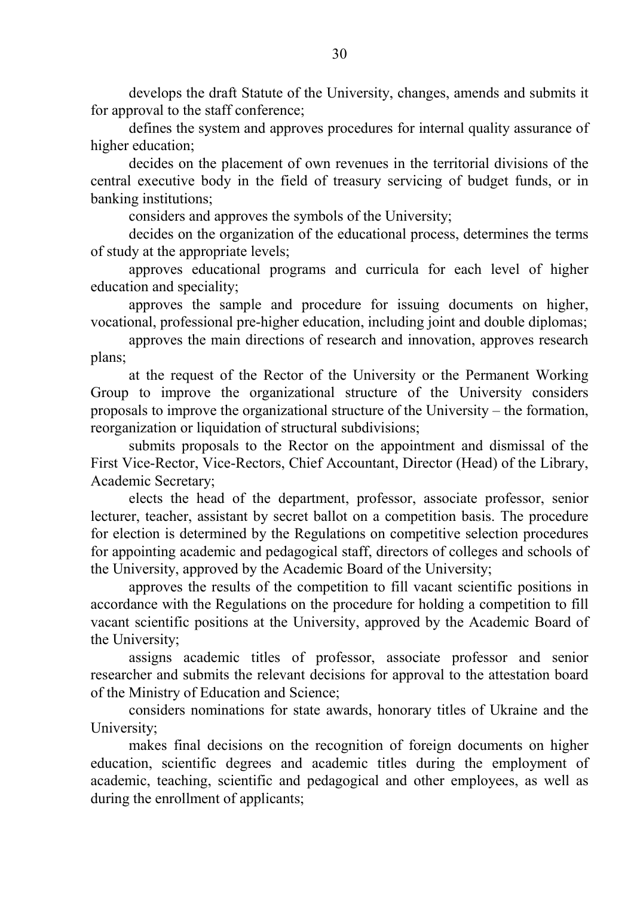develops the draft Statute of the University, changes, amends and submits it for approval to the staff conference;

defines the system and approves procedures for internal quality assurance of higher education;

decides on the placement of own revenues in the territorial divisions of the central executive body in the field of treasury servicing of budget funds, or in banking institutions;

considers and approves the symbols of the University;

decides on the organization of the educational process, determines the terms of study at the appropriate levels;

approves educational programs and curricula for each level of higher education and speciality;

approves the sample and procedure for issuing documents on higher, vocational, professional pre-higher education, including joint and double diplomas;

approves the main directions of research and innovation, approves research plans;

at the request of the Rector of the University or the Permanent Working Group to improve the organizational structure of the University considers proposals to improve the organizational structure of the University – the formation, reorganization or liquidation of structural subdivisions;

submits proposals to the Rector on the appointment and dismissal of the First Vice-Rector, Vice-Rectors, Chief Accountant, Director (Head) of the Library, Academic Secretary;

elects the head of the department, professor, associate professor, senior lecturer, teacher, assistant by secret ballot on a competition basis. The procedure for election is determined by the Regulations on competitive selection procedures for appointing academic and pedagogical staff, directors of colleges and schools of the University, approved by the Academic Board of the University;

approves the results of the competition to fill vacant scientific positions in accordance with the Regulations on the procedure for holding a competition to fill vacant scientific positions at the University, approved by the Academic Board of the University;

assigns academic titles of professor, associate professor and senior researcher and submits the relevant decisions for approval to the attestation board of the Ministry of Education and Science;

considers nominations for state awards, honorary titles of Ukraine and the University;

makes final decisions on the recognition of foreign documents on higher education, scientific degrees and academic titles during the employment of academic, teaching, scientific and pedagogical and other employees, as well as during the enrollment of applicants;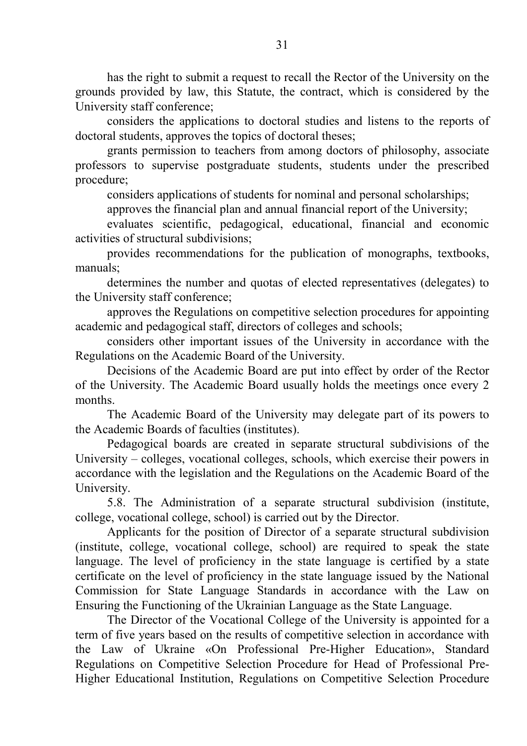has the right to submit a request to recall the Rector of the University on the grounds provided by law, this Statute, the contract, which is considered by the University staff conference;

considers the applications to doctoral studies and listens to the reports of doctoral students, approves the topics of doctoral theses;

grants permission to teachers from among doctors of philosophy, associate professors to supervise postgraduate students, students under the prescribed procedure;

considers applications of students for nominal and personal scholarships;

approves the financial plan and annual financial report of the University;

evaluates scientific, pedagogical, educational, financial and economic activities of structural subdivisions;

provides recommendations for the publication of monographs, textbooks, manuals;

determines the number and quotas of elected representatives (delegates) to the University staff conference;

approves the Regulations on competitive selection procedures for appointing academic and pedagogical staff, directors of colleges and schools;

considers other important issues of the University in accordance with the Regulations on the Academic Board of the University.

Decisions of the Academic Board are put into effect by order of the Rector of the University. The Academic Board usually holds the meetings once every 2 months.

The Academic Board of the University may delegate part of its powers to the Academic Boards of faculties (institutes).

Pedagogical boards are created in separate structural subdivisions of the University – colleges, vocational colleges, schools, which exercise their powers in accordance with the legislation and the Regulations on the Academic Board of the University.

5.8. The Administration of a separate structural subdivision (institute, college, vocational college, school) is carried out by the Director.

Applicants for the position of Director of a separate structural subdivision (institute, college, vocational college, school) are required to speak the state language. The level of proficiency in the state language is certified by a state certificate on the level of proficiency in the state language issued by the National Commission for State Language Standards in accordance with the Law on Ensuring the Functioning of the Ukrainian Language as the State Language.

The Director of the Vocational College of the University is appointed for a term of five years based on the results of competitive selection in accordance with the Law of Ukraine «On Professional Pre-Higher Education», Standard Regulations on Competitive Selection Procedure for Head of Professional Pre-Higher Educational Institution, Regulations on Competitive Selection Procedure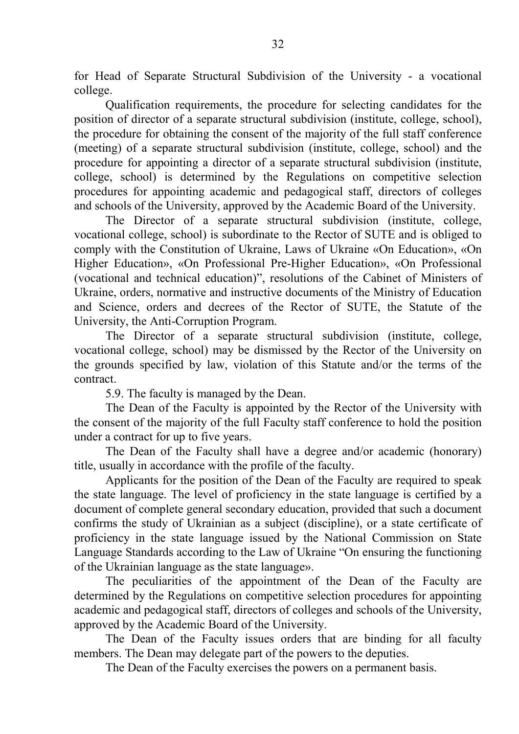for Head of Separate Structural Subdivision of the University - a vocational college.

Qualification requirements, the procedure for selecting candidates for the position of director of a separate structural subdivision (institute, college, school), the procedure for obtaining the consent of the majority of the full staff conference (meeting) of a separate structural subdivision (institute, college, school) and the procedure for appointing a director of a separate structural subdivision (institute, college, school) is determined by the Regulations on competitive selection procedures for appointing academic and pedagogical staff, directors of colleges and schools of the University, approved by the Academic Board of the University.

The Director of a separate structural subdivision (institute, college, vocational college, school) is subordinate to the Rector of SUTE and is obliged to comply with the Constitution of Ukraine, Laws of Ukraine «On Education», «On Higher Education», «On Professional Pre-Higher Education», «On Professional (vocational and technical education)", resolutions of the Cabinet of Ministers of Ukraine, orders, normative and instructive documents of the Ministry of Education and Science, orders and decrees of the Rector of SUTE, the Statute of the University, the Anti-Corruption Program.

The Director of a separate structural subdivision (institute, college, vocational college, school) may be dismissed by the Rector of the University on the grounds specified by law, violation of this Statute and/or the terms of the contract.

5.9. The faculty is managed by the Dean.

The Dean of the Faculty is appointed by the Rector of the University with the consent of the majority of the full Faculty staff conference to hold the position under a contract for up to five years.

The Dean of the Faculty shall have a degree and/or academic (honorary) title, usually in accordance with the profile of the faculty.

Applicants for the position of the Dean of the Faculty are required to speak the state language. The level of proficiency in the state language is certified by a document of complete general secondary education, provided that such a document confirms the study of Ukrainian as a subject (discipline), or a state certificate of proficiency in the state language issued by the National Commission on State Language Standards according to the Law of Ukraine "On ensuring the functioning of the Ukrainian language as the state language».

The peculiarities of the appointment of the Dean of the Faculty are determined by the Regulations on competitive selection procedures for appointing academic and pedagogical staff, directors of colleges and schools of the University, approved by the Academic Board of the University.

The Dean of the Faculty issues orders that are binding for all faculty members. The Dean may delegate part of the powers to the deputies.

The Dean of the Faculty exercises the powers on a permanent basis.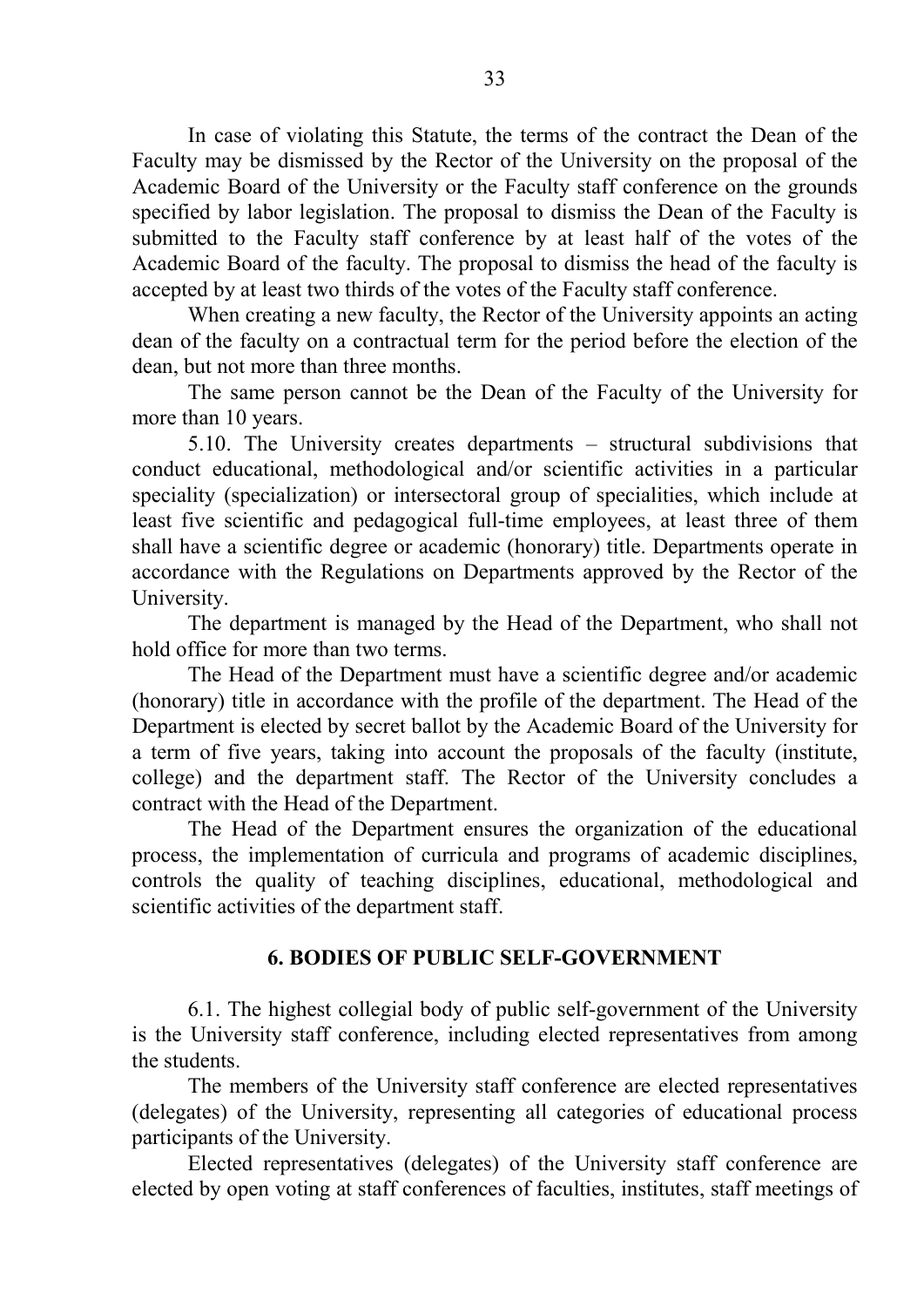In case of violating this Statute, the terms of the contract the Dean of the Faculty may be dismissed by the Rector of the University on the proposal of the Academic Board of the University or the Faculty staff conference on the grounds specified by labor legislation. The proposal to dismiss the Dean of the Faculty is submitted to the Faculty staff conference by at least half of the votes of the Academic Board of the faculty. The proposal to dismiss the head of the faculty is accepted by at least two thirds of the votes of the Faculty staff conference.

When creating a new faculty, the Rector of the University appoints an acting dean of the faculty on a contractual term for the period before the election of the dean, but not more than three months.

The same person cannot be the Dean of the Faculty of the University for more than 10 years.

5.10. The University creates departments – structural subdivisions that conduct educational, methodological and/or scientific activities in a particular speciality (specialization) or intersectoral group of specialities, which include at least five scientific and pedagogical full-time employees, at least three of them shall have a scientific degree or academic (honorary) title. Departments operate in accordance with the Regulations on Departments approved by the Rector of the University.

The department is managed by the Head of the Department, who shall not hold office for more than two terms.

The Head of the Department must have a scientific degree and/or academic (honorary) title in accordance with the profile of the department. The Head of the Department is elected by secret ballot by the Academic Board of the University for a term of five years, taking into account the proposals of the faculty (institute, college) and the department staff. The Rector of the University concludes a contract with the Head of the Department.

The Head of the Department ensures the organization of the educational process, the implementation of curricula and programs of academic disciplines, controls the quality of teaching disciplines, educational, methodological and scientific activities of the department staff.

## 6. BODIES OF PUBLIC SELF-GOVERNMENT

6.1. The highest collegial body of public self-government of the University is the University staff conference, including elected representatives from among the students.

The members of the University staff conference are elected representatives (delegates) of the University, representing all categories of educational process participants of the University.

Elected representatives (delegates) of the University staff conference are elected by open voting at staff conferences of faculties, institutes, staff meetings of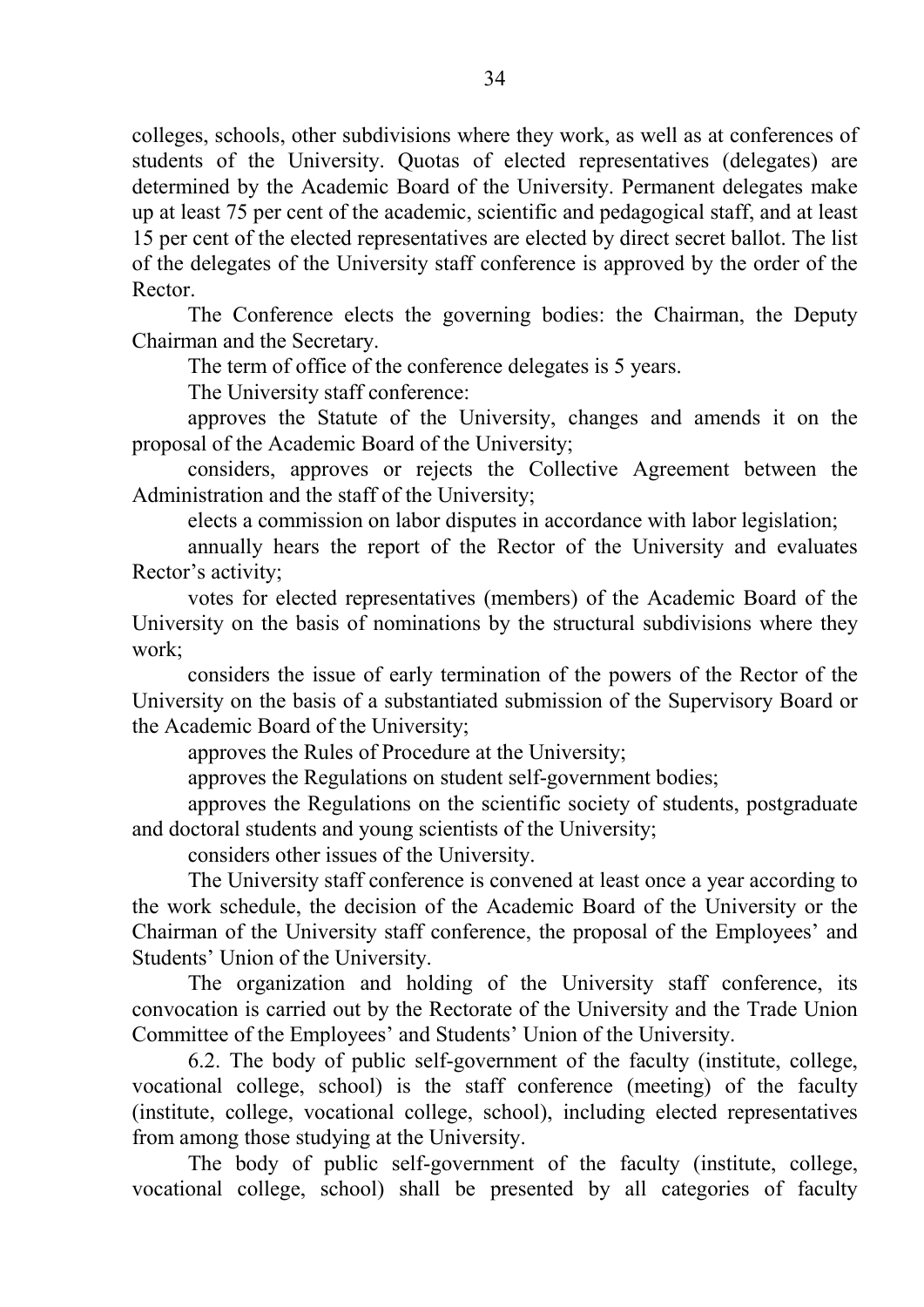colleges, schools, other subdivisions where they work, as well as at conferences of students of the University. Quotas of elected representatives (delegates) are determined by the Academic Board of the University. Permanent delegates make up at least 75 per cent of the academic, scientific and pedagogical staff, and at least 15 per cent of the elected representatives are elected by direct secret ballot. The list of the delegates of the University staff conference is approved by the order of the Rector.

The Conference elects the governing bodies: the Chairman, the Deputy Chairman and the Secretary.

The term of office of the conference delegates is 5 years.

The University staff conference:

approves the Statute of the University, changes and amends it on the proposal of the Academic Board of the University;

considers, approves or rejects the Collective Agreement between the Administration and the staff of the University;

elects a commission on labor disputes in accordance with labor legislation;

annually hears the report of the Rector of the University and evaluates Rector's activity;

votes for elected representatives (members) of the Academic Board of the University on the basis of nominations by the structural subdivisions where they work;

considers the issue of early termination of the powers of the Rector of the University on the basis of a substantiated submission of the Supervisory Board or the Academic Board of the University;

approves the Rules of Procedure at the University;

approves the Regulations on student self-government bodies;

approves the Regulations on the scientific society of students, postgraduate and doctoral students and young scientists of the University;

considers other issues of the University.

The University staff conference is convened at least once a year according to the work schedule, the decision of the Academic Board of the University or the Chairman of the University staff conference, the proposal of the Employees' and Students' Union of the University.

The organization and holding of the University staff conference, its convocation is carried out by the Rectorate of the University and the Trade Union Committee of the Employees' and Students' Union of the University.

6.2. The body of public self-government of the faculty (institute, college, vocational college, school) is the staff conference (meeting) of the faculty (institute, college, vocational college, school), including elected representatives from among those studying at the University.

The body of public self-government of the faculty (institute, college, vocational college, school) shall be presented by all categories of faculty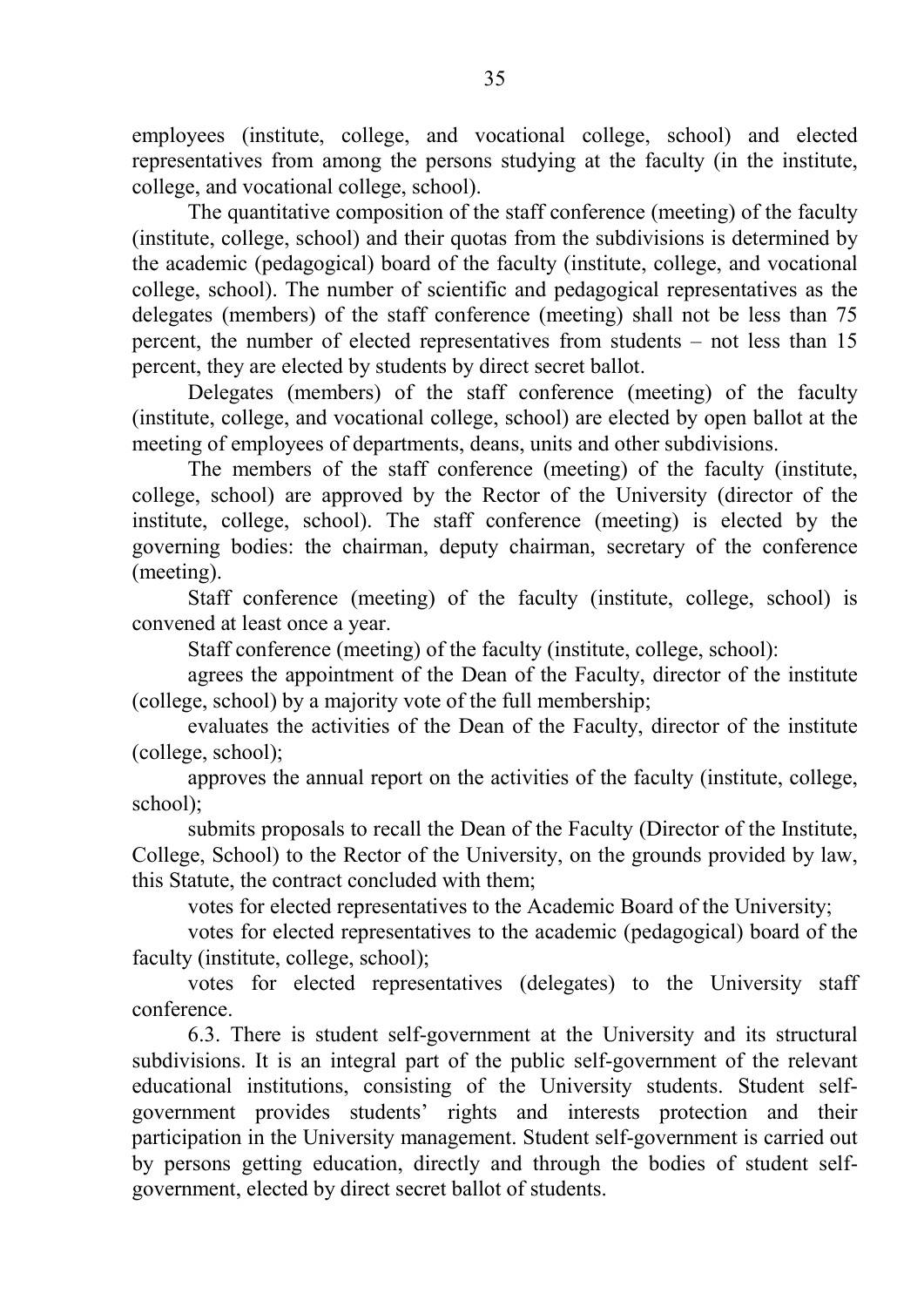employees (institute, college, and vocational college, school) and elected representatives from among the persons studying at the faculty (in the institute, college, and vocational college, school).

The quantitative composition of the staff conference (meeting) of the faculty (institute, college, school) and their quotas from the subdivisions is determined by the academic (pedagogical) board of the faculty (institute, college, and vocational college, school). The number of scientific and pedagogical representatives as the delegates (members) of the staff conference (meeting) shall not be less than 75 percent, the number of elected representatives from students – not less than 15 percent, they are elected by students by direct secret ballot.

Delegates (members) of the staff conference (meeting) of the faculty (institute, college, and vocational college, school) are elected by open ballot at the meeting of employees of departments, deans, units and other subdivisions.

The members of the staff conference (meeting) of the faculty (institute, college, school) are approved by the Rector of the University (director of the institute, college, school). The staff conference (meeting) is elected by the governing bodies: the chairman, deputy chairman, secretary of the conference (meeting).

Staff conference (meeting) of the faculty (institute, college, school) is convened at least once a year.

Staff conference (meeting) of the faculty (institute, college, school):

agrees the appointment of the Dean of the Faculty, director of the institute (college, school) by a majority vote of the full membership;

evaluates the activities of the Dean of the Faculty, director of the institute (college, school);

approves the annual report on the activities of the faculty (institute, college, school);

submits proposals to recall the Dean of the Faculty (Director of the Institute, College, School) to the Rector of the University, on the grounds provided by law, this Statute, the contract concluded with them;

votes for elected representatives to the Academic Board of the University;

votes for elected representatives to the academic (pedagogical) board of the faculty (institute, college, school);

votes for elected representatives (delegates) to the University staff conference.

6.3. There is student self-government at the University and its structural subdivisions. It is an integral part of the public self-government of the relevant educational institutions, consisting of the University students. Student self-government provides students' rights and interests protection and their participation in the University management. Student self-government is carried out by persons getting education, directly and through the bodies of student self-government, elected by direct secret ballot of students.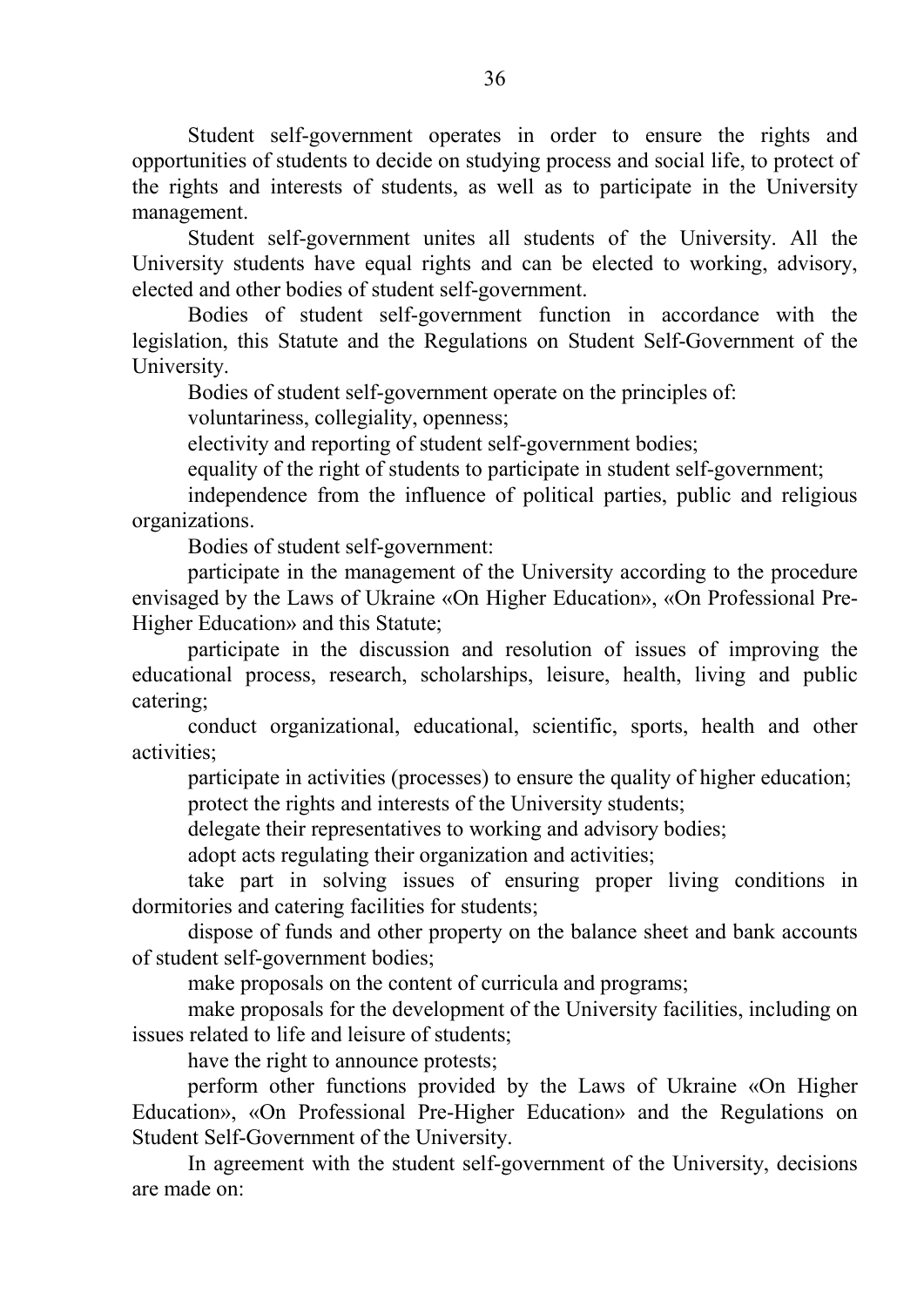Student self-government operates in order to ensure the rights and opportunities of students to decide on studying process and social life, to protect of the rights and interests of students, as well as to participate in the University management.

Student self-government unites all students of the University. All the University students have equal rights and can be elected to working, advisory, elected and other bodies of student self-government.

Bodies of student self-government function in accordance with the legislation, this Statute and the Regulations on Student Self-Government of the University.

Bodies of student self-government operate on the principles of:

voluntariness, collegiality, openness;

electivity and reporting of student self-government bodies;

equality of the right of students to participate in student self-government;

independence from the influence of political parties, public and religious organizations.

Bodies of student self-government:

participate in the management of the University according to the procedure envisaged by the Laws of Ukraine «On Higher Education», «On Professional Pre-Higher Education» and this Statute;

participate in the discussion and resolution of issues of improving the educational process, research, scholarships, leisure, health, living and public catering;

conduct organizational, educational, scientific, sports, health and other activities;

participate in activities (processes) to ensure the quality of higher education;

protect the rights and interests of the University students;

delegate their representatives to working and advisory bodies;

adopt acts regulating their organization and activities;

take part in solving issues of ensuring proper living conditions in dormitories and catering facilities for students;

dispose of funds and other property on the balance sheet and bank accounts of student self-government bodies;

make proposals on the content of curricula and programs;

make proposals for the development of the University facilities, including on issues related to life and leisure of students;

have the right to announce protests;

perform other functions provided by the Laws of Ukraine «On Higher Education», «On Professional Pre-Higher Education» and the Regulations on Student Self-Government of the University.

In agreement with the student self-government of the University, decisions are made on: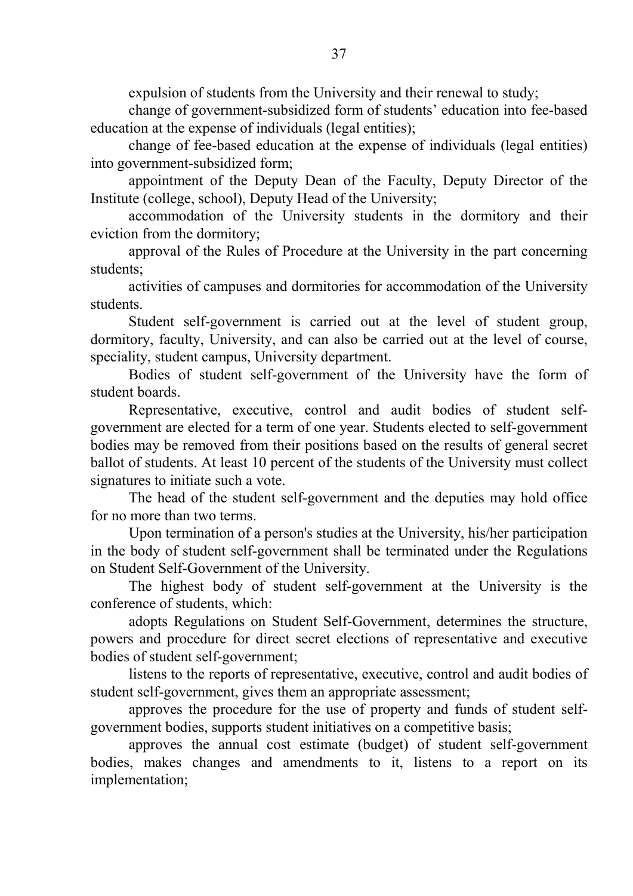expulsion of students from the University and their renewal to study;

change of government-subsidized form of students' education into fee-based education at the expense of individuals (legal entities);

change of fee-based education at the expense of individuals (legal entities) into government-subsidized form;

appointment of the Deputy Dean of the Faculty, Deputy Director of the Institute (college, school), Deputy Head of the University;

accommodation of the University students in the dormitory and their eviction from the dormitory;

approval of the Rules of Procedure at the University in the part concerning students;

activities of campuses and dormitories for accommodation of the University students.

Student self-government is carried out at the level of student group, dormitory, faculty, University, and can also be carried out at the level of course, speciality, student campus, University department.

Bodies of student self-government of the University have the form of student boards.

Representative, executive, control and audit bodies of student self-government are elected for a term of one year. Students elected to self-government bodies may be removed from their positions based on the results of general secret ballot of students. At least 10 percent of the students of the University must collect signatures to initiate such a vote.

The head of the student self-government and the deputies may hold office for no more than two terms.

Upon termination of a person's studies at the University, his/her participation in the body of student self-government shall be terminated under the Regulations on Student Self-Government of the University.

The highest body of student self-government at the University is the conference of students, which:

adopts Regulations on Student Self-Government, determines the structure, powers and procedure for direct secret elections of representative and executive bodies of student self-government;

listens to the reports of representative, executive, control and audit bodies of student self-government, gives them an appropriate assessment;

approves the procedure for the use of property and funds of student self-government bodies, supports student initiatives on a competitive basis;

approves the annual cost estimate (budget) of student self-government bodies, makes changes and amendments to it, listens to a report on its implementation;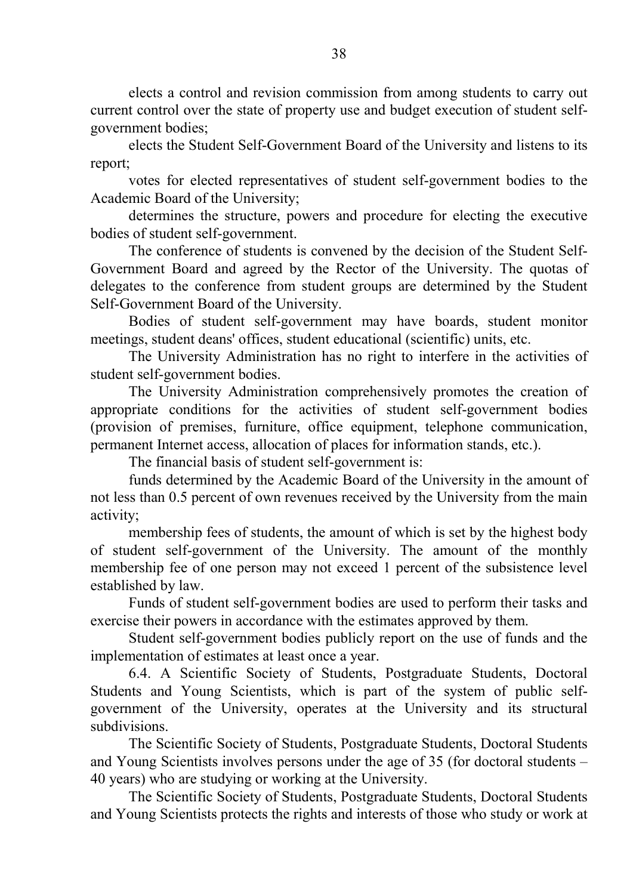elects a control and revision commission from among students to carry out current control over the state of property use and budget execution of student self-government bodies;

elects the Student Self-Government Board of the University and listens to its report;

votes for elected representatives of student self-government bodies to the Academic Board of the University;

determines the structure, powers and procedure for electing the executive bodies of student self-government.

The conference of students is convened by the decision of the Student Self-Government Board and agreed by the Rector of the University. The quotas of delegates to the conference from student groups are determined by the Student Self-Government Board of the University.

Bodies of student self-government may have boards, student monitor meetings, student deans' offices, student educational (scientific) units, etc.

The University Administration has no right to interfere in the activities of student self-government bodies.

The University Administration comprehensively promotes the creation of appropriate conditions for the activities of student self-government bodies (provision of premises, furniture, office equipment, telephone communication, permanent Internet access, allocation of places for information stands, etc.).

The financial basis of student self-government is:

funds determined by the Academic Board of the University in the amount of not less than 0.5 percent of own revenues received by the University from the main activity;

membership fees of students, the amount of which is set by the highest body of student self-government of the University. The amount of the monthly membership fee of one person may not exceed 1 percent of the subsistence level established by law.

Funds of student self-government bodies are used to perform their tasks and exercise their powers in accordance with the estimates approved by them.

Student self-government bodies publicly report on the use of funds and the implementation of estimates at least once a year.

6.4. A Scientific Society of Students, Postgraduate Students, Doctoral Students and Young Scientists, which is part of the system of public self-government of the University, operates at the University and its structural subdivisions.

The Scientific Society of Students, Postgraduate Students, Doctoral Students and Young Scientists involves persons under the age of 35 (for doctoral students – 40 years) who are studying or working at the University.

The Scientific Society of Students, Postgraduate Students, Doctoral Students and Young Scientists protects the rights and interests of those who study or work at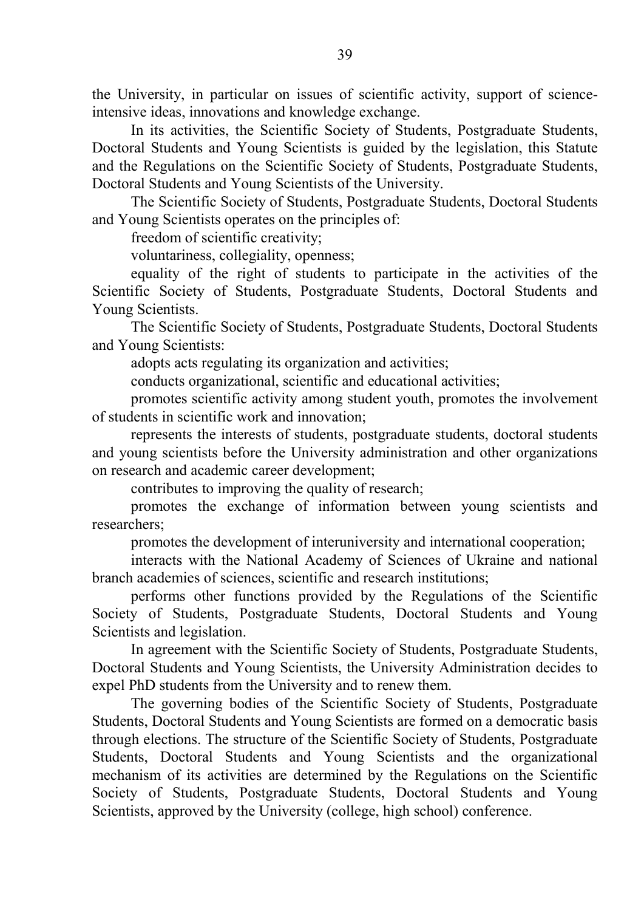the University, in particular on issues of scientific activity, support of science-intensive ideas, innovations and knowledge exchange.

In its activities, the Scientific Society of Students, Postgraduate Students, Doctoral Students and Young Scientists is guided by the legislation, this Statute and the Regulations on the Scientific Society of Students, Postgraduate Students, Doctoral Students and Young Scientists of the University.

The Scientific Society of Students, Postgraduate Students, Doctoral Students and Young Scientists operates on the principles of:

freedom of scientific creativity;

voluntariness, collegiality, openness;

equality of the right of students to participate in the activities of the Scientific Society of Students, Postgraduate Students, Doctoral Students and Young Scientists.

The Scientific Society of Students, Postgraduate Students, Doctoral Students and Young Scientists:

adopts acts regulating its organization and activities;

conducts organizational, scientific and educational activities;

promotes scientific activity among student youth, promotes the involvement of students in scientific work and innovation;

represents the interests of students, postgraduate students, doctoral students and young scientists before the University administration and other organizations on research and academic career development;

contributes to improving the quality of research;

promotes the exchange of information between young scientists and researchers;

promotes the development of interuniversity and international cooperation;

interacts with the National Academy of Sciences of Ukraine and national branch academies of sciences, scientific and research institutions;

performs other functions provided by the Regulations of the Scientific Society of Students, Postgraduate Students, Doctoral Students and Young Scientists and legislation.

In agreement with the Scientific Society of Students, Postgraduate Students, Doctoral Students and Young Scientists, the University Administration decides to expel PhD students from the University and to renew them.

The governing bodies of the Scientific Society of Students, Postgraduate Students, Doctoral Students and Young Scientists are formed on a democratic basis through elections. The structure of the Scientific Society of Students, Postgraduate Students, Doctoral Students and Young Scientists and the organizational mechanism of its activities are determined by the Regulations on the Scientific Society of Students, Postgraduate Students, Doctoral Students and Young Scientists, approved by the University (college, high school) conference.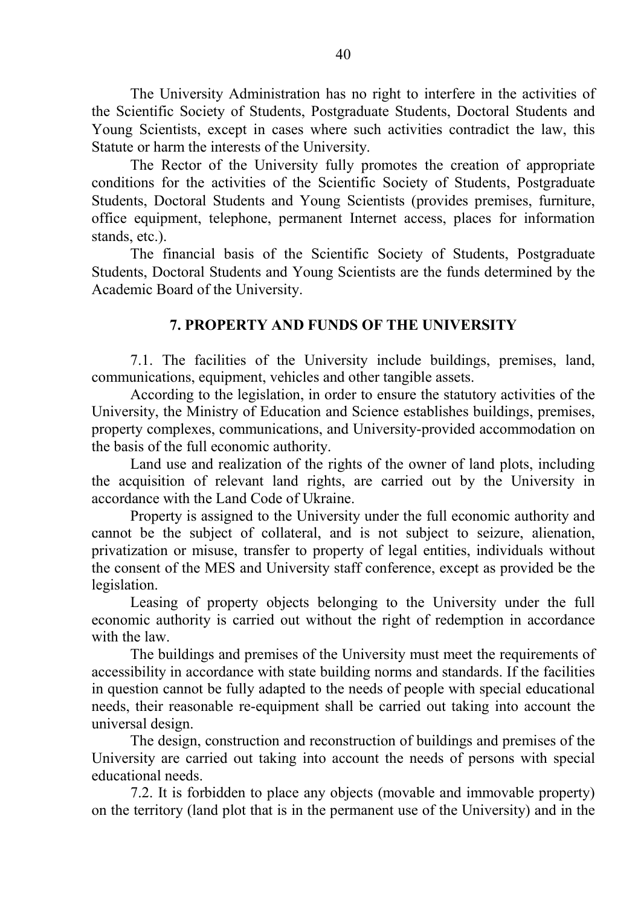The University Administration has no right to interfere in the activities of the Scientific Society of Students, Postgraduate Students, Doctoral Students and Young Scientists, except in cases where such activities contradict the law, this Statute or harm the interests of the University.

The Rector of the University fully promotes the creation of appropriate conditions for the activities of the Scientific Society of Students, Postgraduate Students, Doctoral Students and Young Scientists (provides premises, furniture, office equipment, telephone, permanent Internet access, places for information stands, etc.).

The financial basis of the Scientific Society of Students, Postgraduate Students, Doctoral Students and Young Scientists are the funds determined by the Academic Board of the University.

## 7. PROPERTY AND FUNDS OF THE UNIVERSITY

7.1. The facilities of the University include buildings, premises, land, communications, equipment, vehicles and other tangible assets.

According to the legislation, in order to ensure the statutory activities of the University, the Ministry of Education and Science establishes buildings, premises, property complexes, communications, and University-provided accommodation on the basis of the full economic authority.

Land use and realization of the rights of the owner of land plots, including the acquisition of relevant land rights, are carried out by the University in accordance with the Land Code of Ukraine.

Property is assigned to the University under the full economic authority and cannot be the subject of collateral, and is not subject to seizure, alienation, privatization or misuse, transfer to property of legal entities, individuals without the consent of the MES and University staff conference, except as provided be the legislation.

Leasing of property objects belonging to the University under the full economic authority is carried out without the right of redemption in accordance with the law.

The buildings and premises of the University must meet the requirements of accessibility in accordance with state building norms and standards. If the facilities in question cannot be fully adapted to the needs of people with special educational needs, their reasonable re-equipment shall be carried out taking into account the universal design.

The design, construction and reconstruction of buildings and premises of the University are carried out taking into account the needs of persons with special educational needs.

7.2. It is forbidden to place any objects (movable and immovable property) on the territory (land plot that is in the permanent use of the University) and in the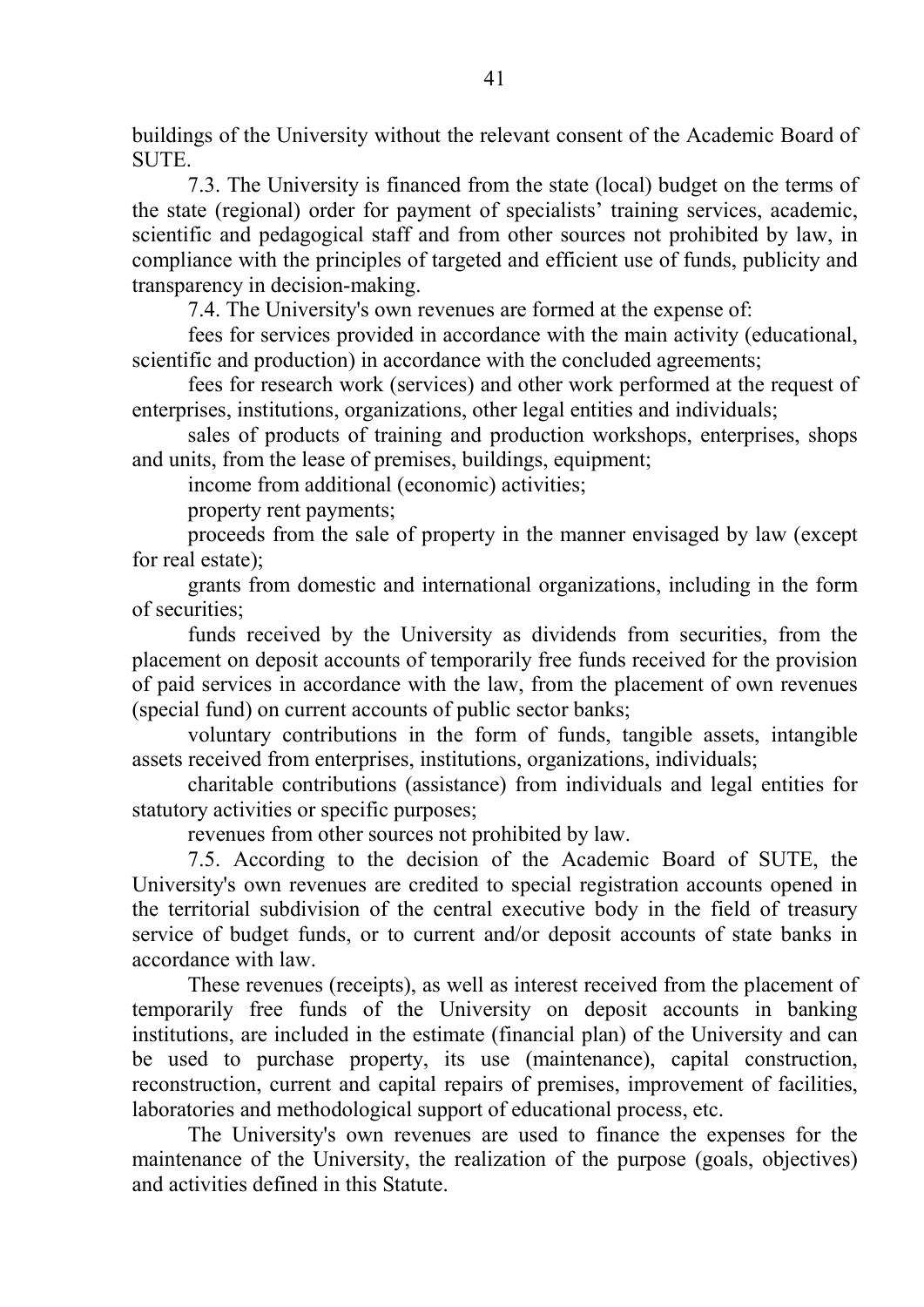buildings of the University without the relevant consent of the Academic Board of SUTE.

7.3. The University is financed from the state (local) budget on the terms of the state (regional) order for payment of specialists' training services, academic, scientific and pedagogical staff and from other sources not prohibited by law, in compliance with the principles of targeted and efficient use of funds, publicity and transparency in decision-making.

7.4. The University's own revenues are formed at the expense of:

fees for services provided in accordance with the main activity (educational, scientific and production) in accordance with the concluded agreements;

fees for research work (services) and other work performed at the request of enterprises, institutions, organizations, other legal entities and individuals;

sales of products of training and production workshops, enterprises, shops and units, from the lease of premises, buildings, equipment;

income from additional (economic) activities;

property rent payments;

proceeds from the sale of property in the manner envisaged by law (except for real estate);

grants from domestic and international organizations, including in the form of securities;

funds received by the University as dividends from securities, from the placement on deposit accounts of temporarily free funds received for the provision of paid services in accordance with the law, from the placement of own revenues (special fund) on current accounts of public sector banks;

voluntary contributions in the form of funds, tangible assets, intangible assets received from enterprises, institutions, organizations, individuals;

charitable contributions (assistance) from individuals and legal entities for statutory activities or specific purposes;

revenues from other sources not prohibited by law.

7.5. According to the decision of the Academic Board of SUTE, the University's own revenues are credited to special registration accounts opened in the territorial subdivision of the central executive body in the field of treasury service of budget funds, or to current and/or deposit accounts of state banks in accordance with law.

These revenues (receipts), as well as interest received from the placement of temporarily free funds of the University on deposit accounts in banking institutions, are included in the estimate (financial plan) of the University and can be used to purchase property, its use (maintenance), capital construction, reconstruction, current and capital repairs of premises, improvement of facilities, laboratories and methodological support of educational process, etc.

The University's own revenues are used to finance the expenses for the maintenance of the University, the realization of the purpose (goals, objectives) and activities defined in this Statute.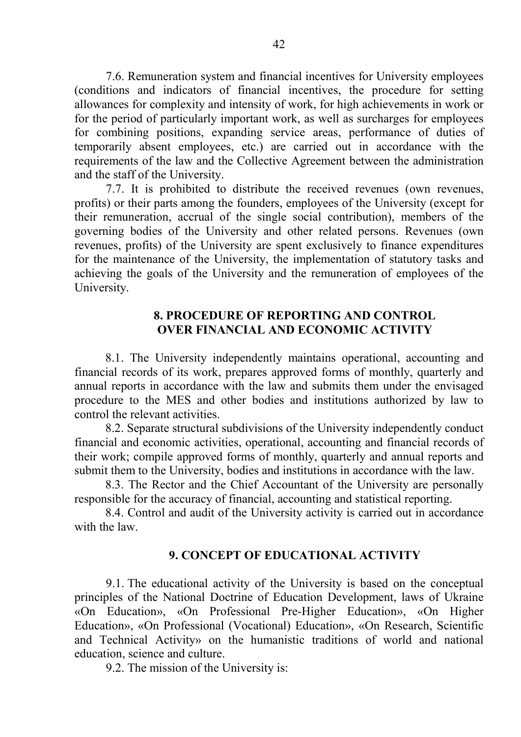7.6. Remuneration system and financial incentives for University employees (conditions and indicators of financial incentives, the procedure for setting allowances for complexity and intensity of work, for high achievements in work or for the period of particularly important work, as well as surcharges for employees for combining positions, expanding service areas, performance of duties of temporarily absent employees, etc.) are carried out in accordance with the requirements of the law and the Collective Agreement between the administration and the staff of the University.

7.7. It is prohibited to distribute the received revenues (own revenues, profits) or their parts among the founders, employees of the University (except for their remuneration, accrual of the single social contribution), members of the governing bodies of the University and other related persons. Revenues (own revenues, profits) of the University are spent exclusively to finance expenditures for the maintenance of the University, the implementation of statutory tasks and achieving the goals of the University and the remuneration of employees of the University.

## 8. PROCEDURE OF REPORTING AND CONTROL OVER FINANCIAL AND ECONOMIC ACTIVITY

8.1. The University independently maintains operational, accounting and financial records of its work, prepares approved forms of monthly, quarterly and annual reports in accordance with the law and submits them under the envisaged procedure to the MES and other bodies and institutions authorized by law to control the relevant activities.

8.2. Separate structural subdivisions of the University independently conduct financial and economic activities, operational, accounting and financial records of their work; compile approved forms of monthly, quarterly and annual reports and submit them to the University, bodies and institutions in accordance with the law.

8.3. The Rector and the Chief Accountant of the University are personally responsible for the accuracy of financial, accounting and statistical reporting.

8.4. Control and audit of the University activity is carried out in accordance with the law.

## 9. CONCEPT OF EDUCATIONAL ACTIVITY

9.1. The educational activity of the University is based on the conceptual principles of the National Doctrine of Education Development, laws of Ukraine «On Education», «On Professional Pre-Higher Education», «On Higher Education», «On Professional (Vocational) Education», «On Research, Scientific and Technical Activity» on the humanistic traditions of world and national education, science and culture.

9.2. The mission of the University is: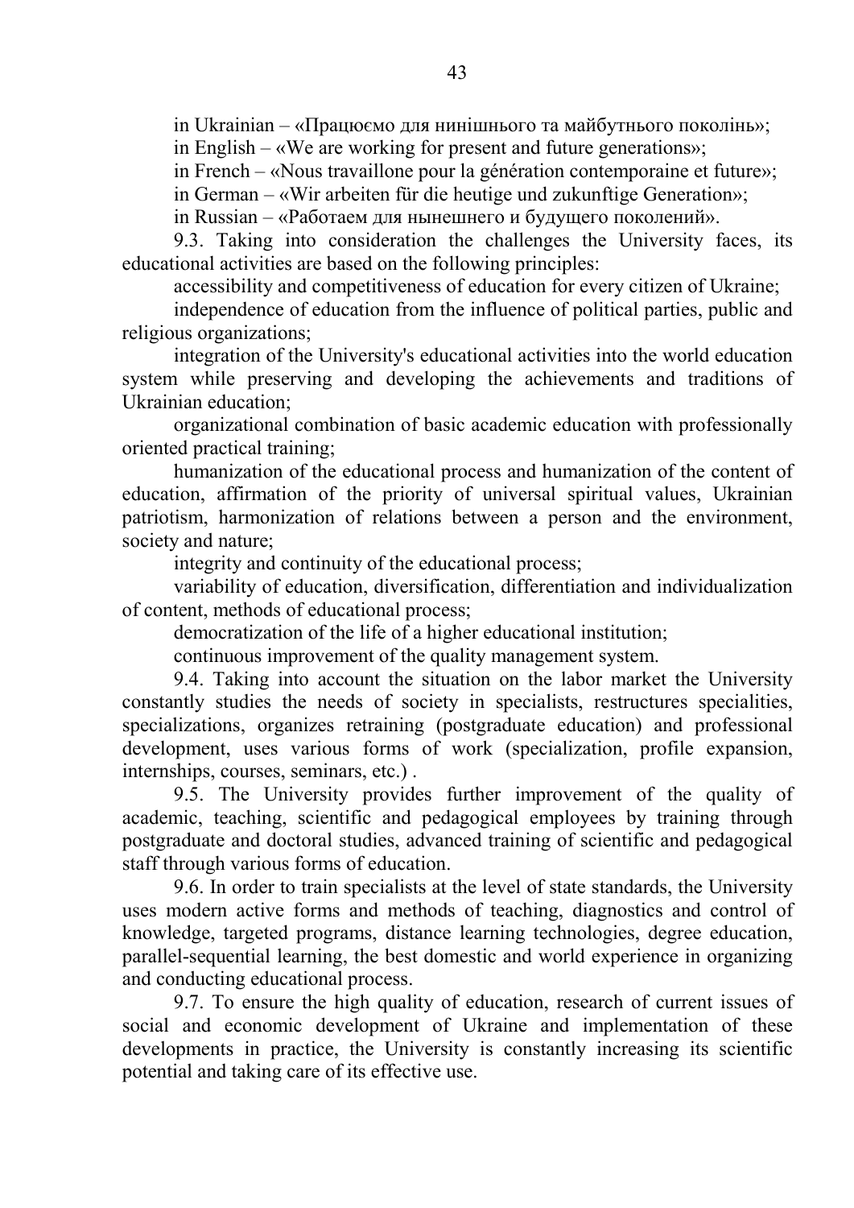in Ukrainian – «Працюємо для нинішнього та майбутнього поколінь»;

in English – «We are working for present and future generations»;

in French – «Nous travaillone pour la génération contemporaine et future»;

in German – «Wir arbeiten für die heutige und zukunftige Generation»;

in Russian – «Работаем для нынешнего и будущего поколений».

9.3. Taking into consideration the challenges the University faces, its educational activities are based on the following principles:

accessibility and competitiveness of education for every citizen of Ukraine;

independence of education from the influence of political parties, public and religious organizations;

integration of the University's educational activities into the world education system while preserving and developing the achievements and traditions of Ukrainian education;

organizational combination of basic academic education with professionally oriented practical training;

humanization of the educational process and humanization of the content of education, affirmation of the priority of universal spiritual values, Ukrainian patriotism, harmonization of relations between a person and the environment, society and nature;

integrity and continuity of the educational process;

variability of education, diversification, differentiation and individualization of content, methods of educational process;

democratization of the life of a higher educational institution;

continuous improvement of the quality management system.

9.4. Taking into account the situation on the labor market the University constantly studies the needs of society in specialists, restructures specialities, specializations, organizes retraining (postgraduate education) and professional development, uses various forms of work (specialization, profile expansion, internships, courses, seminars, etc.) .

9.5. The University provides further improvement of the quality of academic, teaching, scientific and pedagogical employees by training through postgraduate and doctoral studies, advanced training of scientific and pedagogical staff through various forms of education.

9.6. In order to train specialists at the level of state standards, the University uses modern active forms and methods of teaching, diagnostics and control of knowledge, targeted programs, distance learning technologies, degree education, parallel-sequential learning, the best domestic and world experience in organizing and conducting educational process.

9.7. To ensure the high quality of education, research of current issues of social and economic development of Ukraine and implementation of these developments in practice, the University is constantly increasing its scientific potential and taking care of its effective use.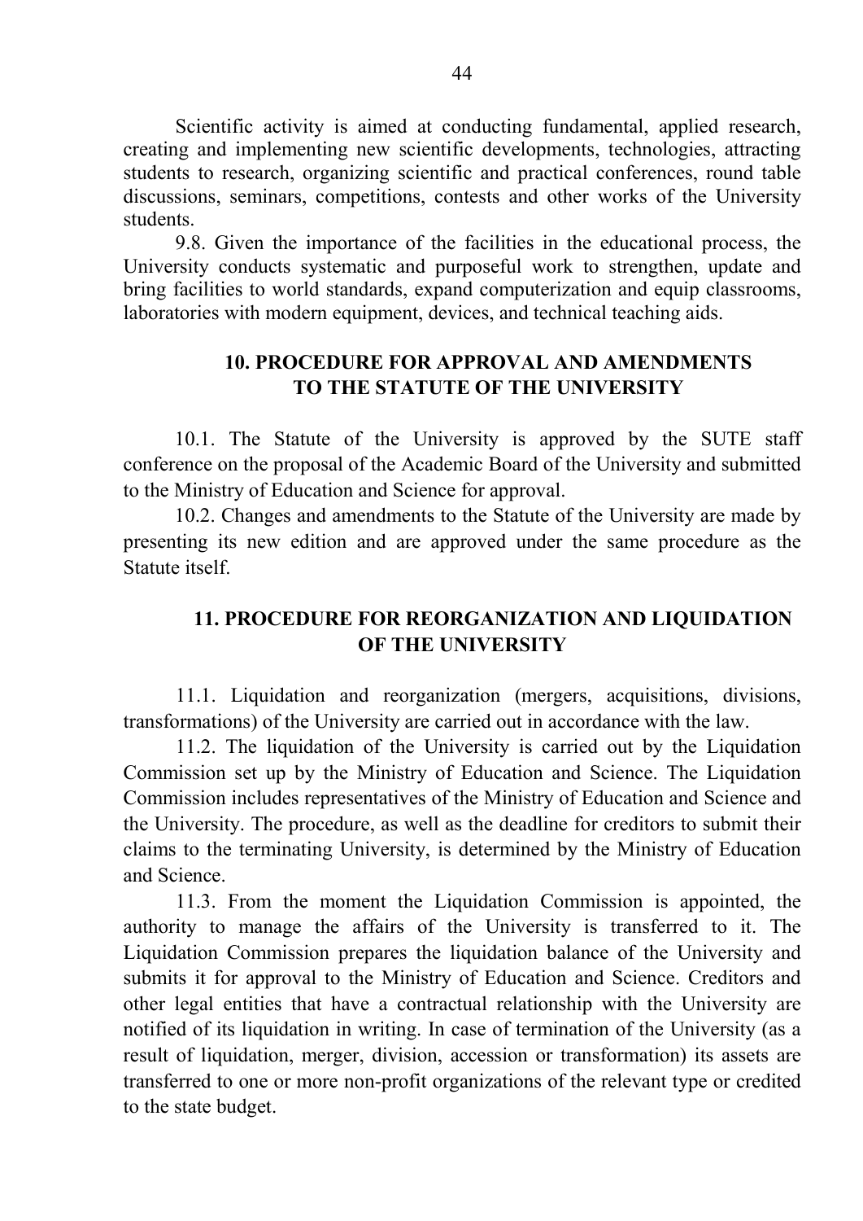Scientific activity is aimed at conducting fundamental, applied research, creating and implementing new scientific developments, technologies, attracting students to research, organizing scientific and practical conferences, round table discussions, seminars, competitions, contests and other works of the University students.

9.8. Given the importance of the facilities in the educational process, the University conducts systematic and purposeful work to strengthen, update and bring facilities to world standards, expand computerization and equip classrooms, laboratories with modern equipment, devices, and technical teaching aids.

## 10. PROCEDURE FOR APPROVAL AND AMENDMENTS TO THE STATUTE OF THE UNIVERSITY

10.1. The Statute of the University is approved by the SUTE staff conference on the proposal of the Academic Board of the University and submitted to the Ministry of Education and Science for approval.

10.2. Changes and amendments to the Statute of the University are made by presenting its new edition and are approved under the same procedure as the Statute itself.

## 11. PROCEDURE FOR REORGANIZATION AND LIQUIDATION OF THE UNIVERSITY

11.1. Liquidation and reorganization (mergers, acquisitions, divisions, transformations) of the University are carried out in accordance with the law.

11.2. The liquidation of the University is carried out by the Liquidation Commission set up by the Ministry of Education and Science. The Liquidation Commission includes representatives of the Ministry of Education and Science and the University. The procedure, as well as the deadline for creditors to submit their claims to the terminating University, is determined by the Ministry of Education and Science.

11.3. From the moment the Liquidation Commission is appointed, the authority to manage the affairs of the University is transferred to it. The Liquidation Commission prepares the liquidation balance of the University and submits it for approval to the Ministry of Education and Science. Creditors and other legal entities that have a contractual relationship with the University are notified of its liquidation in writing. In case of termination of the University (as a result of liquidation, merger, division, accession or transformation) its assets are transferred to one or more non-profit organizations of the relevant type or credited to the state budget.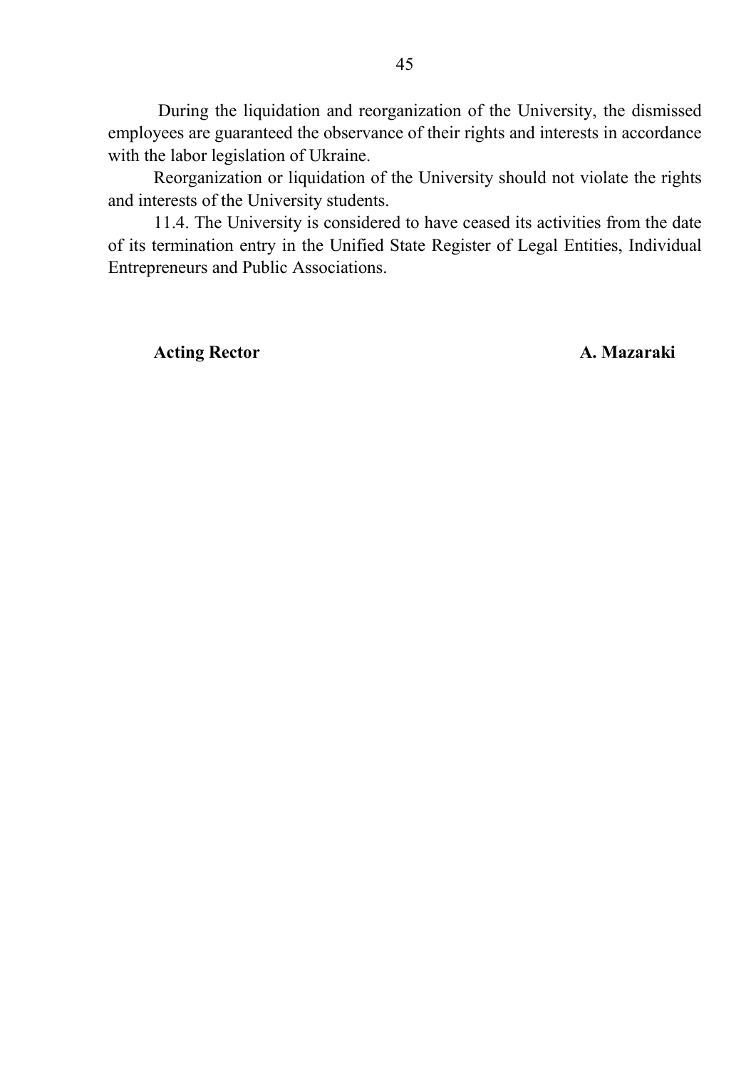During the liquidation and reorganization of the University, the dismissed employees are guaranteed the observance of their rights and interests in accordance with the labor legislation of Ukraine.

Reorganization or liquidation of the University should not violate the rights and interests of the University students.

11.4. The University is considered to have ceased its activities from the date of its termination entry in the Unified State Register of Legal Entities, Individual Entrepreneurs and Public Associations.

**Acting Rector** **A. Mazaraki**